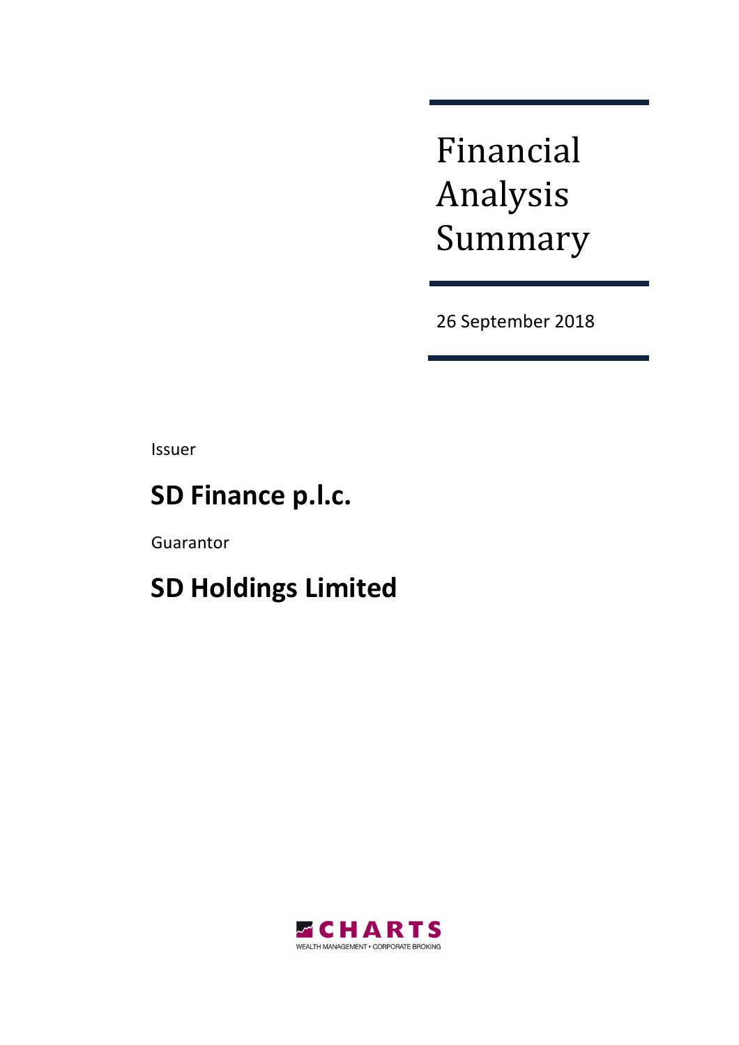# Financial Analysis Summary

26 September 2018

Issuer

## SD Finance p.l.c.

Guarantor

## SD Holdings Limited

CHARTS

WEALTH MANAGEMENT • CORPORATE BROKING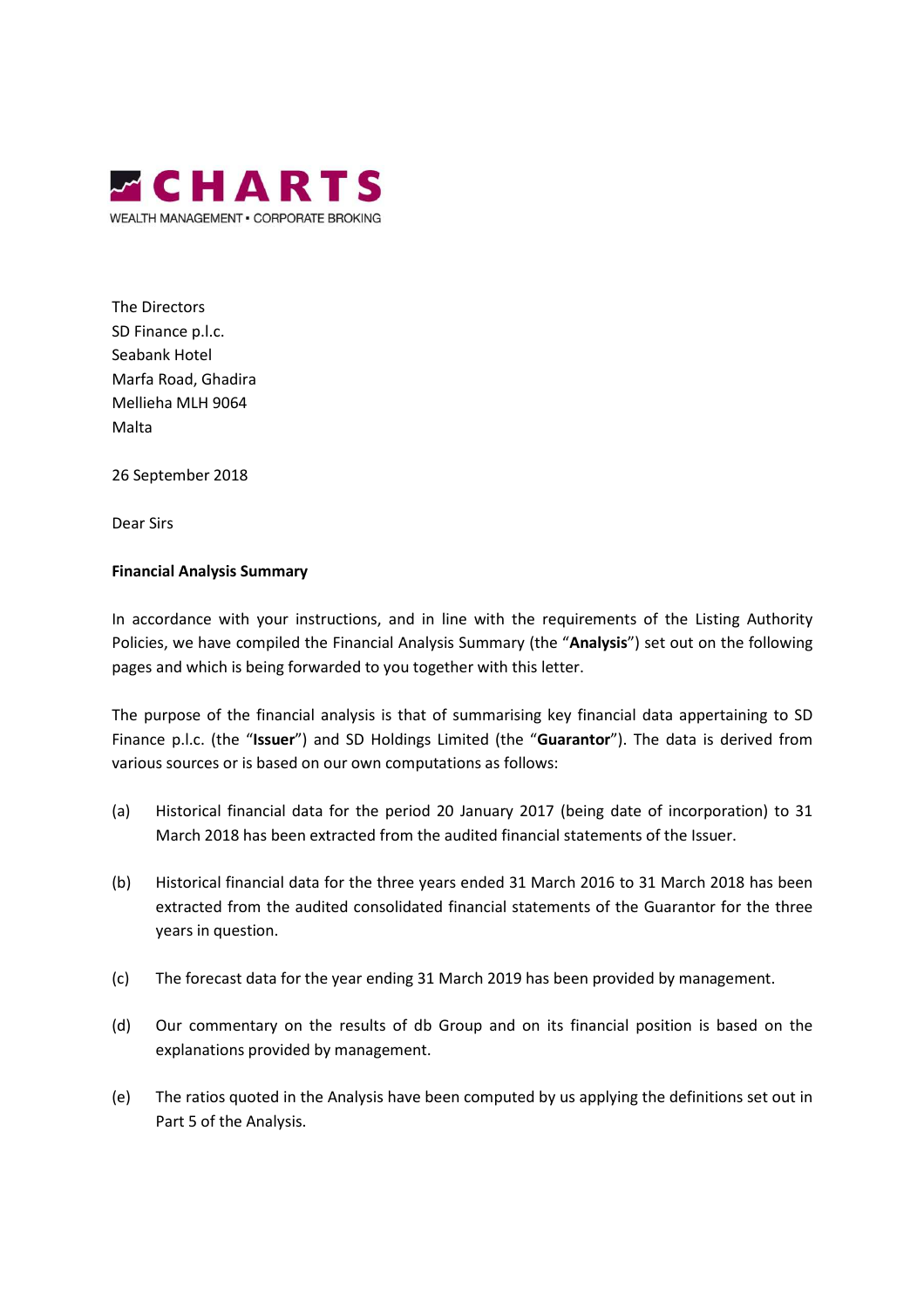**CHARTS**

WEALTH MANAGEMENT ▪ CORPORATE BROKING

The Directors
SD Finance p.l.c.
Seabank Hotel
Marfa Road, Ghadira
Mellieha MLH 9064
Malta

26 September 2018

Dear Sirs

**Financial Analysis Summary**

In accordance with your instructions, and in line with the requirements of the Listing Authority Policies, we have compiled the Financial Analysis Summary (the "**Analysis**") set out on the following pages and which is being forwarded to you together with this letter.

The purpose of the financial analysis is that of summarising key financial data appertaining to SD Finance p.l.c. (the "**Issuer**") and SD Holdings Limited (the "**Guarantor**"). The data is derived from various sources or is based on our own computations as follows:

(a) Historical financial data for the period 20 January 2017 (being date of incorporation) to 31 March 2018 has been extracted from the audited financial statements of the Issuer.

(b) Historical financial data for the three years ended 31 March 2016 to 31 March 2018 has been extracted from the audited consolidated financial statements of the Guarantor for the three years in question.

(c) The forecast data for the year ending 31 March 2019 has been provided by management.

(d) Our commentary on the results of db Group and on its financial position is based on the explanations provided by management.

(e) The ratios quoted in the Analysis have been computed by us applying the definitions set out in Part 5 of the Analysis.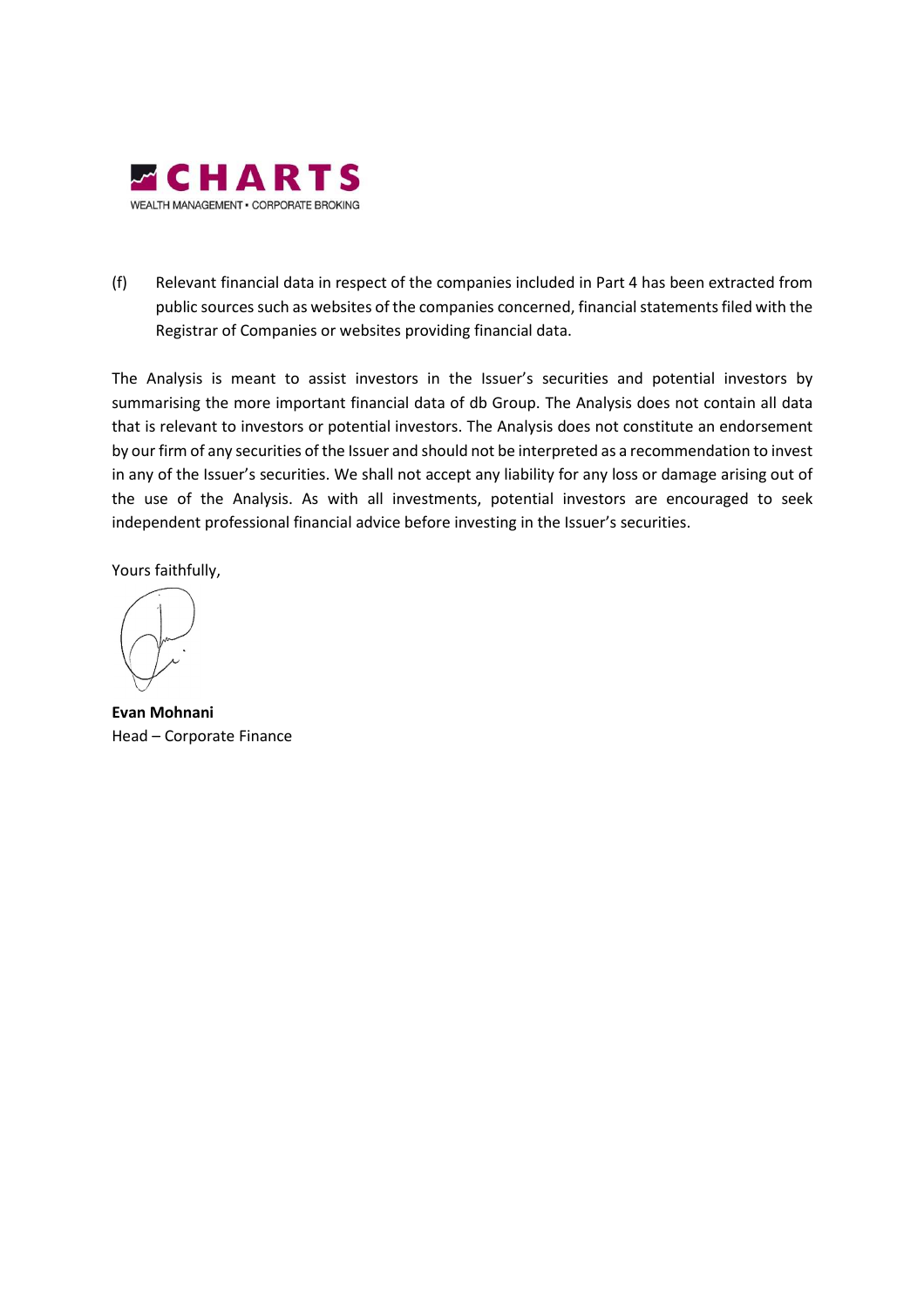(f) Relevant financial data in respect of the companies included in Part 4 has been extracted from public sources such as websites of the companies concerned, financial statements filed with the Registrar of Companies or websites providing financial data.

The Analysis is meant to assist investors in the Issuer's securities and potential investors by summarising the more important financial data of db Group. The Analysis does not contain all data that is relevant to investors or potential investors. The Analysis does not constitute an endorsement by our firm of any securities of the Issuer and should not be interpreted as a recommendation to invest in any of the Issuer's securities. We shall not accept any liability for any loss or damage arising out of the use of the Analysis. As with all investments, potential investors are encouraged to seek independent professional financial advice before investing in the Issuer's securities.

Yours faithfully,

**Evan Mohnani**
Head – Corporate Finance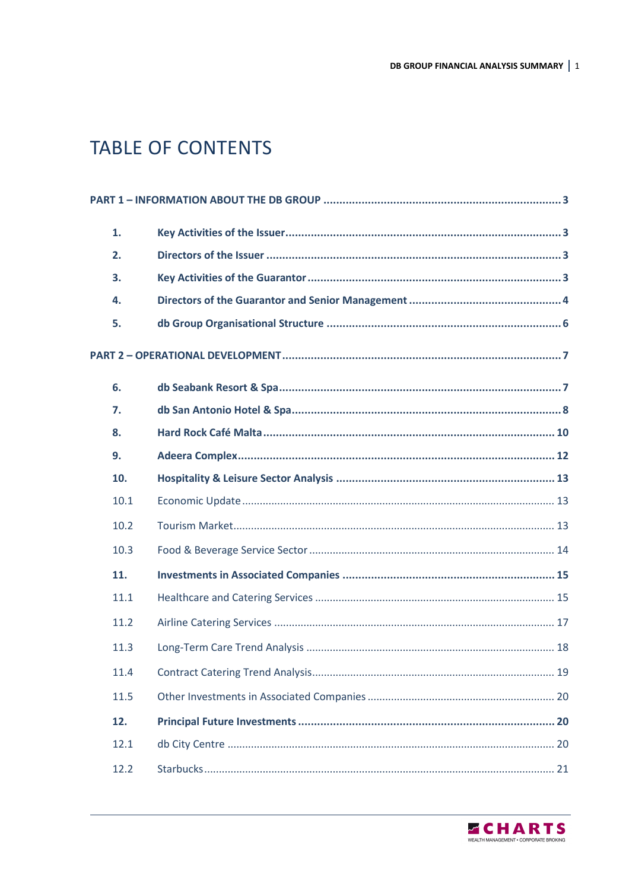# TABLE OF CONTENTS

**PART 1 – INFORMATION ABOUT THE DB GROUP ........................................................................... 3**

| | | |
|---|---|---|
| **1.** | **Key Activities of the Issuer** | **3** |
| **2.** | **Directors of the Issuer** | **3** |
| **3.** | **Key Activities of the Guarantor** | **3** |
| **4.** | **Directors of the Guarantor and Senior Management** | **4** |
| **5.** | **db Group Organisational Structure** | **6** |

**PART 2 – OPERATIONAL DEVELOPMENT ....................................................................................... 7**

| | | |
|---|---|---|
| **6.** | **db Seabank Resort & Spa** | **7** |
| **7.** | **db San Antonio Hotel & Spa** | **8** |
| **8.** | **Hard Rock Café Malta** | **10** |
| **9.** | **Adeera Complex** | **12** |
| **10.** | **Hospitality & Leisure Sector Analysis** | **13** |
| 10.1 | Economic Update | 13 |
| 10.2 | Tourism Market | 13 |
| 10.3 | Food & Beverage Service Sector | 14 |
| **11.** | **Investments in Associated Companies** | **15** |
| 11.1 | Healthcare and Catering Services | 15 |
| 11.2 | Airline Catering Services | 17 |
| 11.3 | Long-Term Care Trend Analysis | 18 |
| 11.4 | Contract Catering Trend Analysis | 19 |
| 11.5 | Other Investments in Associated Companies | 20 |
| **12.** | **Principal Future Investments** | **20** |
| 12.1 | db City Centre | 20 |
| 12.2 | Starbucks | 21 |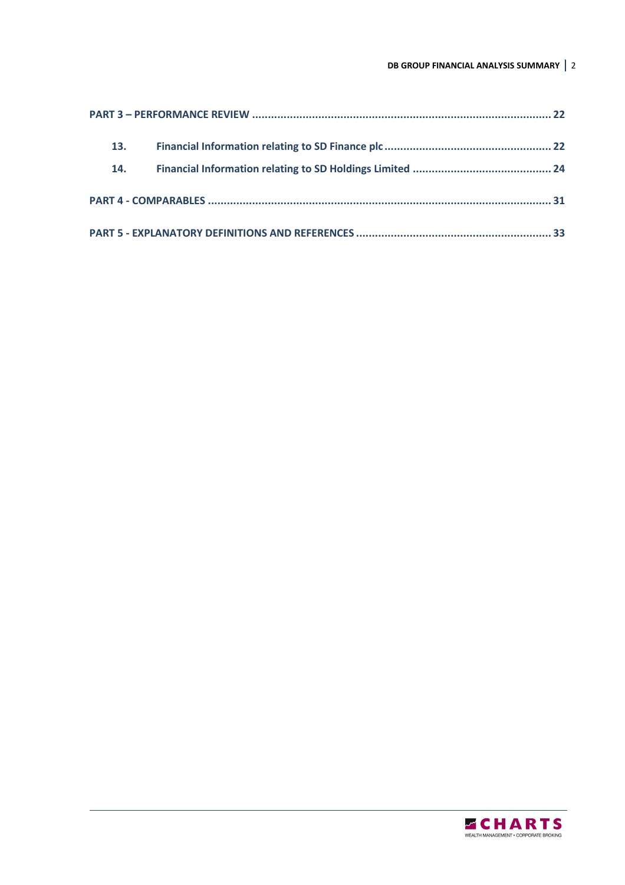**PART 3 – PERFORMANCE REVIEW ....................................................................................... 22**

- **13. Financial Information relating to SD Finance plc ................................................. 22**
- **14. Financial Information relating to SD Holdings Limited ........................................ 24**

**PART 4 - COMPARABLES ................................................................................................... 31**

**PART 5 - EXPLANATORY DEFINITIONS AND REFERENCES ................................................ 33**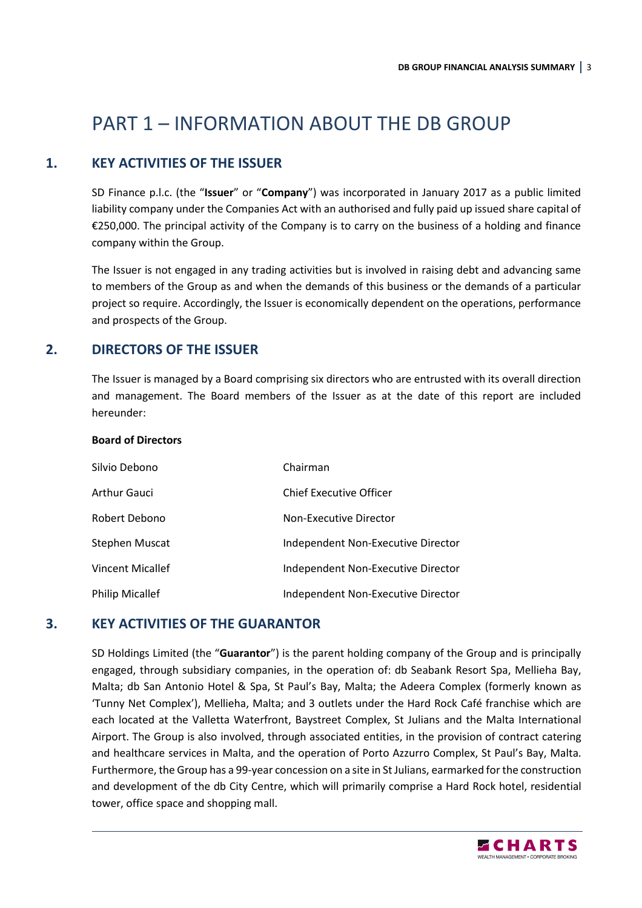# PART 1 – INFORMATION ABOUT THE DB GROUP

## 1. KEY ACTIVITIES OF THE ISSUER

SD Finance p.l.c. (the "**Issuer**" or "**Company**") was incorporated in January 2017 as a public limited liability company under the Companies Act with an authorised and fully paid up issued share capital of €250,000. The principal activity of the Company is to carry on the business of a holding and finance company within the Group.

The Issuer is not engaged in any trading activities but is involved in raising debt and advancing same to members of the Group as and when the demands of this business or the demands of a particular project so require. Accordingly, the Issuer is economically dependent on the operations, performance and prospects of the Group.

## 2. DIRECTORS OF THE ISSUER

The Issuer is managed by a Board comprising six directors who are entrusted with its overall direction and management. The Board members of the Issuer as at the date of this report are included hereunder:

**Board of Directors**

| | |
|---|---|
| Silvio Debono | Chairman |
| Arthur Gauci | Chief Executive Officer |
| Robert Debono | Non-Executive Director |
| Stephen Muscat | Independent Non-Executive Director |
| Vincent Micallef | Independent Non-Executive Director |
| Philip Micallef | Independent Non-Executive Director |

## 3. KEY ACTIVITIES OF THE GUARANTOR

SD Holdings Limited (the "**Guarantor**") is the parent holding company of the Group and is principally engaged, through subsidiary companies, in the operation of: db Seabank Resort Spa, Mellieha Bay, Malta; db San Antonio Hotel & Spa, St Paul's Bay, Malta; the Adeera Complex (formerly known as 'Tunny Net Complex'), Mellieha, Malta; and 3 outlets under the Hard Rock Café franchise which are each located at the Valletta Waterfront, Baystreet Complex, St Julians and the Malta International Airport. The Group is also involved, through associated entities, in the provision of contract catering and healthcare services in Malta, and the operation of Porto Azzurro Complex, St Paul's Bay, Malta. Furthermore, the Group has a 99-year concession on a site in St Julians, earmarked for the construction and development of the db City Centre, which will primarily comprise a Hard Rock hotel, residential tower, office space and shopping mall.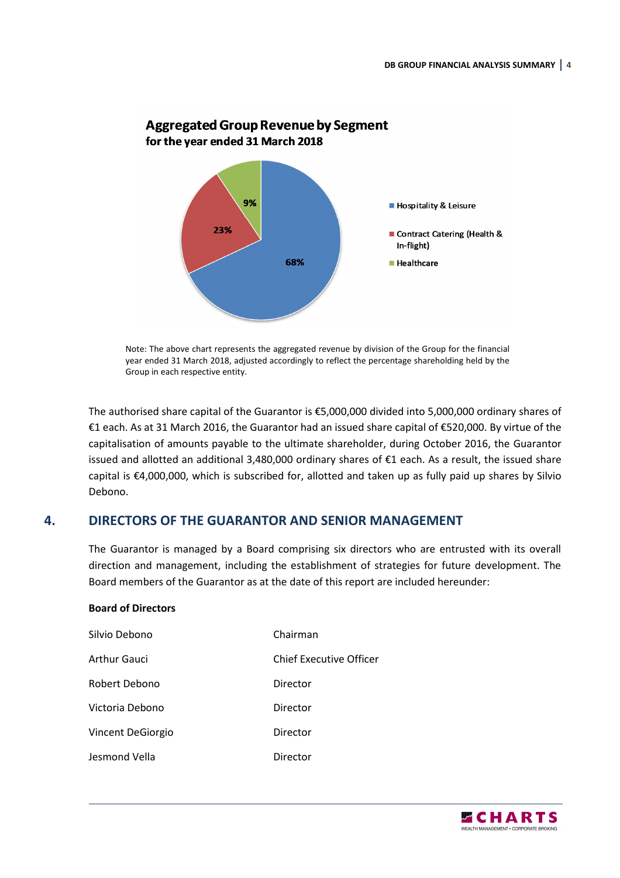**Aggregated Group Revenue by Segment**
**for the year ended 31 March 2018**

- Hospitality & Leisure: 68%
- Contract Catering (Health & In-flight): 23%
- Healthcare: 9%

Note: The above chart represents the aggregated revenue by division of the Group for the financial year ended 31 March 2018, adjusted accordingly to reflect the percentage shareholding held by the Group in each respective entity.

The authorised share capital of the Guarantor is €5,000,000 divided into 5,000,000 ordinary shares of €1 each. As at 31 March 2016, the Guarantor had an issued share capital of €520,000. By virtue of the capitalisation of amounts payable to the ultimate shareholder, during October 2016, the Guarantor issued and allotted an additional 3,480,000 ordinary shares of €1 each. As a result, the issued share capital is €4,000,000, which is subscribed for, allotted and taken up as fully paid up shares by Silvio Debono.

## 4. DIRECTORS OF THE GUARANTOR AND SENIOR MANAGEMENT

The Guarantor is managed by a Board comprising six directors who are entrusted with its overall direction and management, including the establishment of strategies for future development. The Board members of the Guarantor as at the date of this report are included hereunder:

**Board of Directors**

| | |
|---|---|
| Silvio Debono | Chairman |
| Arthur Gauci | Chief Executive Officer |
| Robert Debono | Director |
| Victoria Debono | Director |
| Vincent DeGiorgio | Director |
| Jesmond Vella | Director |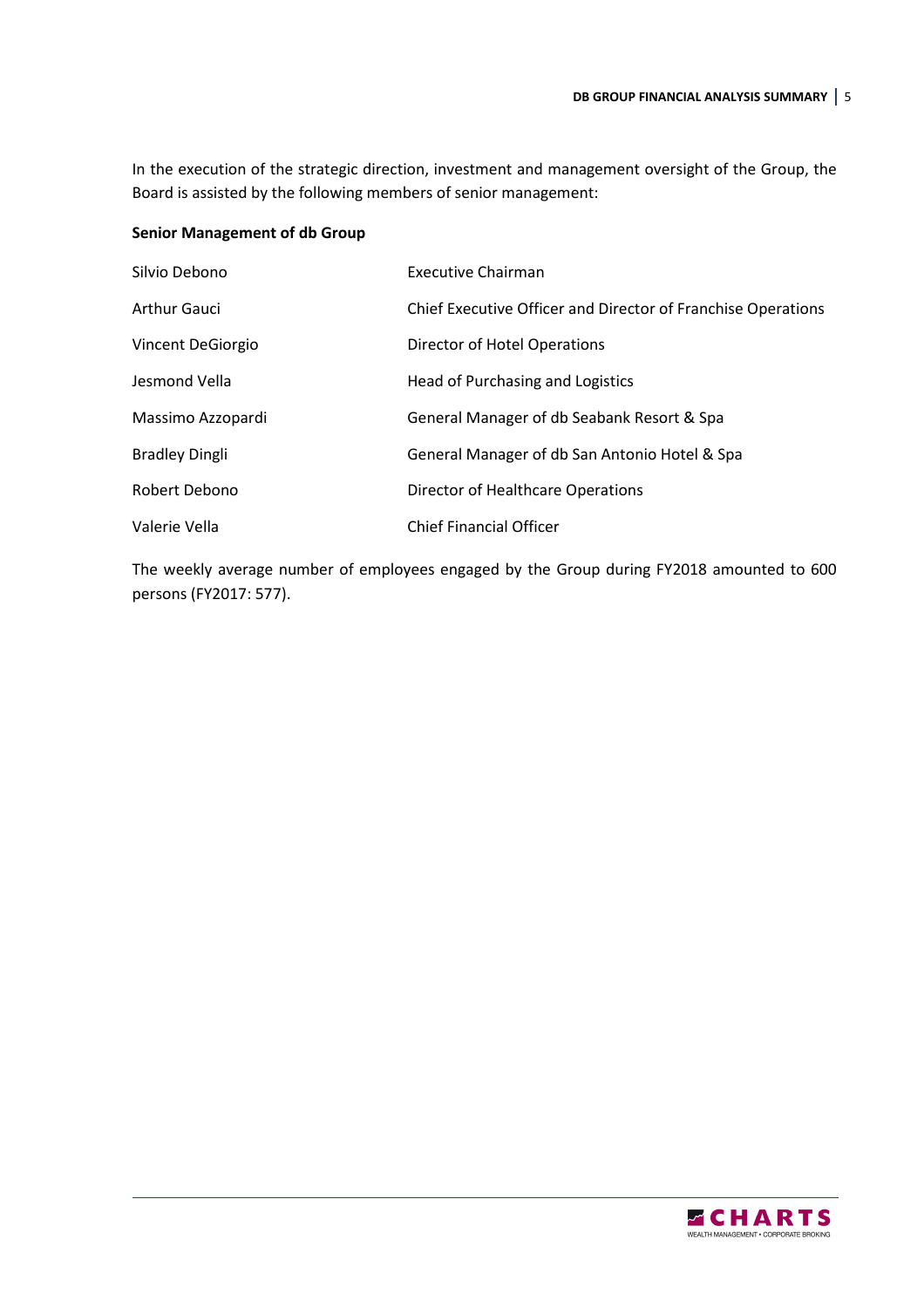In the execution of the strategic direction, investment and management oversight of the Group, the Board is assisted by the following members of senior management:

**Senior Management of db Group**

| | |
|---|---|
| Silvio Debono | Executive Chairman |
| Arthur Gauci | Chief Executive Officer and Director of Franchise Operations |
| Vincent DeGiorgio | Director of Hotel Operations |
| Jesmond Vella | Head of Purchasing and Logistics |
| Massimo Azzopardi | General Manager of db Seabank Resort & Spa |
| Bradley Dingli | General Manager of db San Antonio Hotel & Spa |
| Robert Debono | Director of Healthcare Operations |
| Valerie Vella | Chief Financial Officer |

The weekly average number of employees engaged by the Group during FY2018 amounted to 600 persons (FY2017: 577).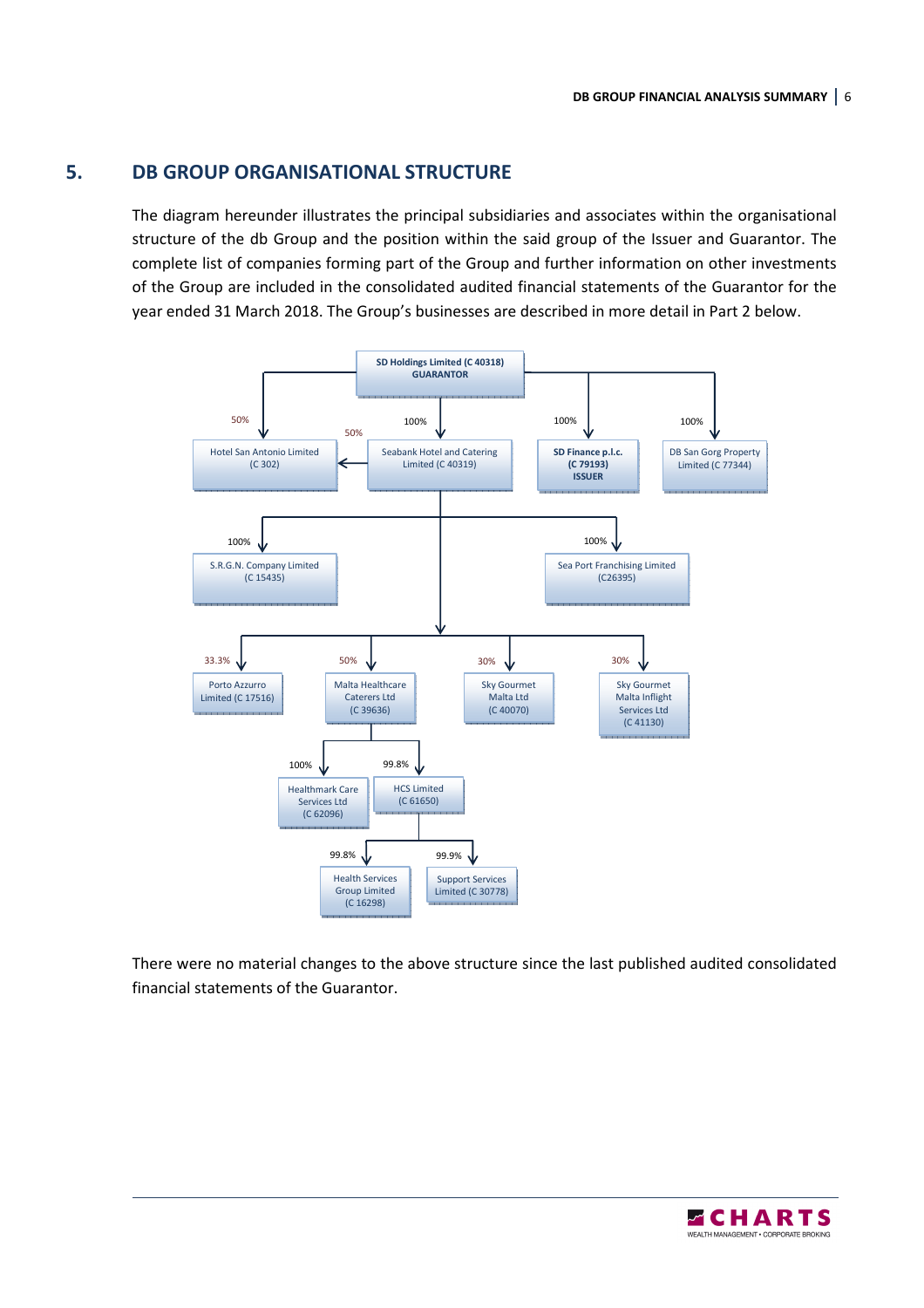## 5. DB GROUP ORGANISATIONAL STRUCTURE

The diagram hereunder illustrates the principal subsidiaries and associates within the organisational structure of the db Group and the position within the said group of the Issuer and Guarantor. The complete list of companies forming part of the Group and further information on other investments of the Group are included in the consolidated audited financial statements of the Guarantor for the year ended 31 March 2018. The Group's businesses are described in more detail in Part 2 below.

- **SD Holdings Limited (C 40318) GUARANTOR**
  - 50% – Hotel San Antonio Limited (C 302)
  - 100% – Seabank Hotel and Catering Limited (C 40319)
    - 50% – Hotel San Antonio Limited (C 302)
    - 100% – S.R.G.N. Company Limited (C 15435)
    - 100% – Sea Port Franchising Limited (C26395)
    - 33.3% – Porto Azzurro Limited (C 17516)
    - 50% – Malta Healthcare Caterers Ltd (C 39636)
      - 100% – Healthmark Care Services Ltd (C 62096)
      - 99.8% – HCS Limited (C 61650)
        - 99.8% – Health Services Group Limited (C 16298)
        - 99.9% – Support Services Limited (C 30778)
    - 30% – Sky Gourmet Malta Ltd (C 40070)
    - 30% – Sky Gourmet Malta Inflight Services Ltd (C 41130)
  - 100% – **SD Finance p.l.c. (C 79193) ISSUER**
  - 100% – DB San Gorg Property Limited (C 77344)

There were no material changes to the above structure since the last published audited consolidated financial statements of the Guarantor.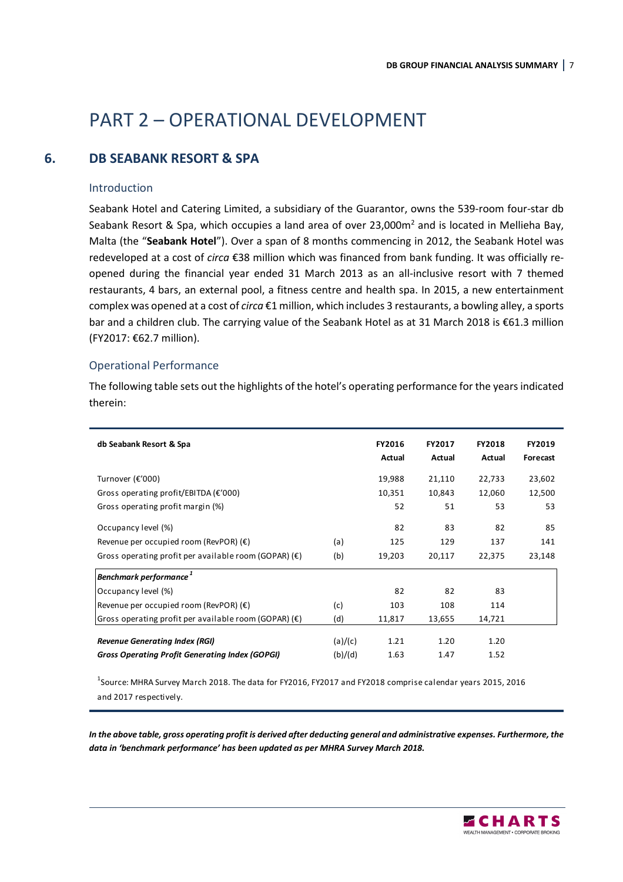# PART 2 – OPERATIONAL DEVELOPMENT

## 6. DB SEABANK RESORT & SPA

### Introduction

Seabank Hotel and Catering Limited, a subsidiary of the Guarantor, owns the 539-room four-star db Seabank Resort & Spa, which occupies a land area of over 23,000m$^2$ and is located in Mellieha Bay, Malta (the "**Seabank Hotel**"). Over a span of 8 months commencing in 2012, the Seabank Hotel was redeveloped at a cost of *circa* €38 million which was financed from bank funding. It was officially re-opened during the financial year ended 31 March 2013 as an all-inclusive resort with 7 themed restaurants, 4 bars, an external pool, a fitness centre and health spa. In 2015, a new entertainment complex was opened at a cost of *circa* €1 million, which includes 3 restaurants, a bowling alley, a sports bar and a children club. The carrying value of the Seabank Hotel as at 31 March 2018 is €61.3 million (FY2017: €62.7 million).

### Operational Performance

The following table sets out the highlights of the hotel's operating performance for the years indicated therein:

| **db Seabank Resort & Spa** | | **FY2016 Actual** | **FY2017 Actual** | **FY2018 Actual** | **FY2019 Forecast** |
|---|---|---|---|---|---|
| Turnover (€'000) | | 19,988 | 21,110 | 22,733 | 23,602 |
| Gross operating profit/EBITDA (€'000) | | 10,351 | 10,843 | 12,060 | 12,500 |
| Gross operating profit margin (%) | | 52 | 51 | 53 | 53 |
| Occupancy level (%) | | 82 | 83 | 82 | 85 |
| Revenue per occupied room (RevPOR) (€) | (a) | 125 | 129 | 137 | 141 |
| Gross operating profit per available room (GOPAR) (€) | (b) | 19,203 | 20,117 | 22,375 | 23,148 |
| ***Benchmark performance*** [1] | | | | | |
| Occupancy level (%) | | 82 | 82 | 83 | |
| Revenue per occupied room (RevPOR) (€) | (c) | 103 | 108 | 114 | |
| Gross operating profit per available room (GOPAR) (€) | (d) | 11,817 | 13,655 | 14,721 | |
| ***Revenue Generating Index (RGI)*** | (a)/(c) | 1.21 | 1.20 | 1.20 | |
| ***Gross Operating Profit Generating Index (GOPGI)*** | (b)/(d) | 1.63 | 1.47 | 1.52 | |

[1] Source: MHRA Survey March 2018. The data for FY2016, FY2017 and FY2018 comprise calendar years 2015, 2016 and 2017 respectively.

***In the above table, gross operating profit is derived after deducting general and administrative expenses. Furthermore, the data in 'benchmark performance' has been updated as per MHRA Survey March 2018.***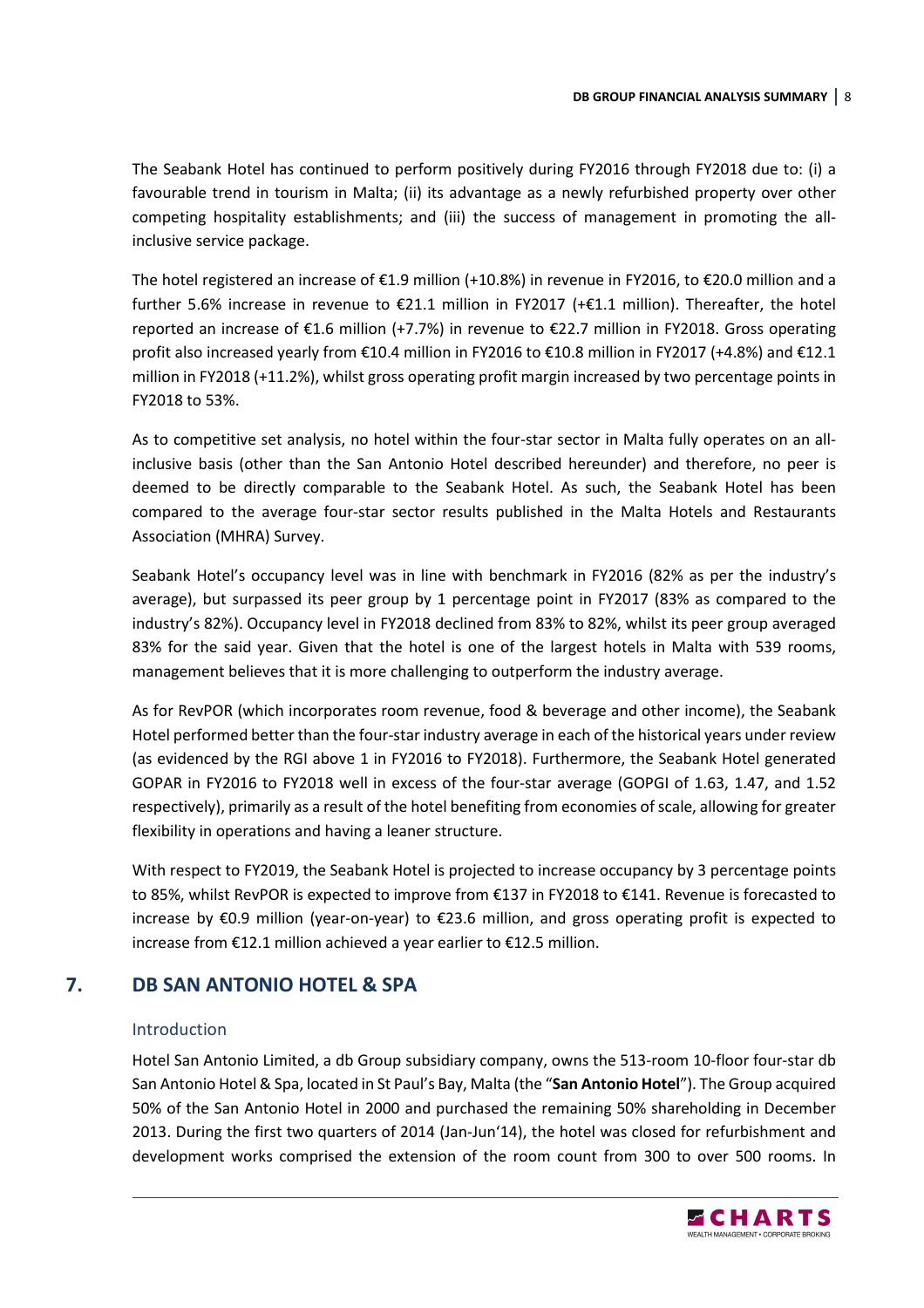The Seabank Hotel has continued to perform positively during FY2016 through FY2018 due to: (i) a favourable trend in tourism in Malta; (ii) its advantage as a newly refurbished property over other competing hospitality establishments; and (iii) the success of management in promoting the all-inclusive service package.

The hotel registered an increase of €1.9 million (+10.8%) in revenue in FY2016, to €20.0 million and a further 5.6% increase in revenue to €21.1 million in FY2017 (+€1.1 million). Thereafter, the hotel reported an increase of €1.6 million (+7.7%) in revenue to €22.7 million in FY2018. Gross operating profit also increased yearly from €10.4 million in FY2016 to €10.8 million in FY2017 (+4.8%) and €12.1 million in FY2018 (+11.2%), whilst gross operating profit margin increased by two percentage points in FY2018 to 53%.

As to competitive set analysis, no hotel within the four-star sector in Malta fully operates on an all-inclusive basis (other than the San Antonio Hotel described hereunder) and therefore, no peer is deemed to be directly comparable to the Seabank Hotel. As such, the Seabank Hotel has been compared to the average four-star sector results published in the Malta Hotels and Restaurants Association (MHRA) Survey.

Seabank Hotel's occupancy level was in line with benchmark in FY2016 (82% as per the industry's average), but surpassed its peer group by 1 percentage point in FY2017 (83% as compared to the industry's 82%). Occupancy level in FY2018 declined from 83% to 82%, whilst its peer group averaged 83% for the said year. Given that the hotel is one of the largest hotels in Malta with 539 rooms, management believes that it is more challenging to outperform the industry average.

As for RevPOR (which incorporates room revenue, food & beverage and other income), the Seabank Hotel performed better than the four-star industry average in each of the historical years under review (as evidenced by the RGI above 1 in FY2016 to FY2018). Furthermore, the Seabank Hotel generated GOPAR in FY2016 to FY2018 well in excess of the four-star average (GOPGI of 1.63, 1.47, and 1.52 respectively), primarily as a result of the hotel benefiting from economies of scale, allowing for greater flexibility in operations and having a leaner structure.

With respect to FY2019, the Seabank Hotel is projected to increase occupancy by 3 percentage points to 85%, whilst RevPOR is expected to improve from €137 in FY2018 to €141. Revenue is forecasted to increase by €0.9 million (year-on-year) to €23.6 million, and gross operating profit is expected to increase from €12.1 million achieved a year earlier to €12.5 million.

## 7. DB SAN ANTONIO HOTEL & SPA

### Introduction

Hotel San Antonio Limited, a db Group subsidiary company, owns the 513-room 10-floor four-star db San Antonio Hotel & Spa, located in St Paul's Bay, Malta (the "**San Antonio Hotel**"). The Group acquired 50% of the San Antonio Hotel in 2000 and purchased the remaining 50% shareholding in December 2013. During the first two quarters of 2014 (Jan-Jun'14), the hotel was closed for refurbishment and development works comprised the extension of the room count from 300 to over 500 rooms. In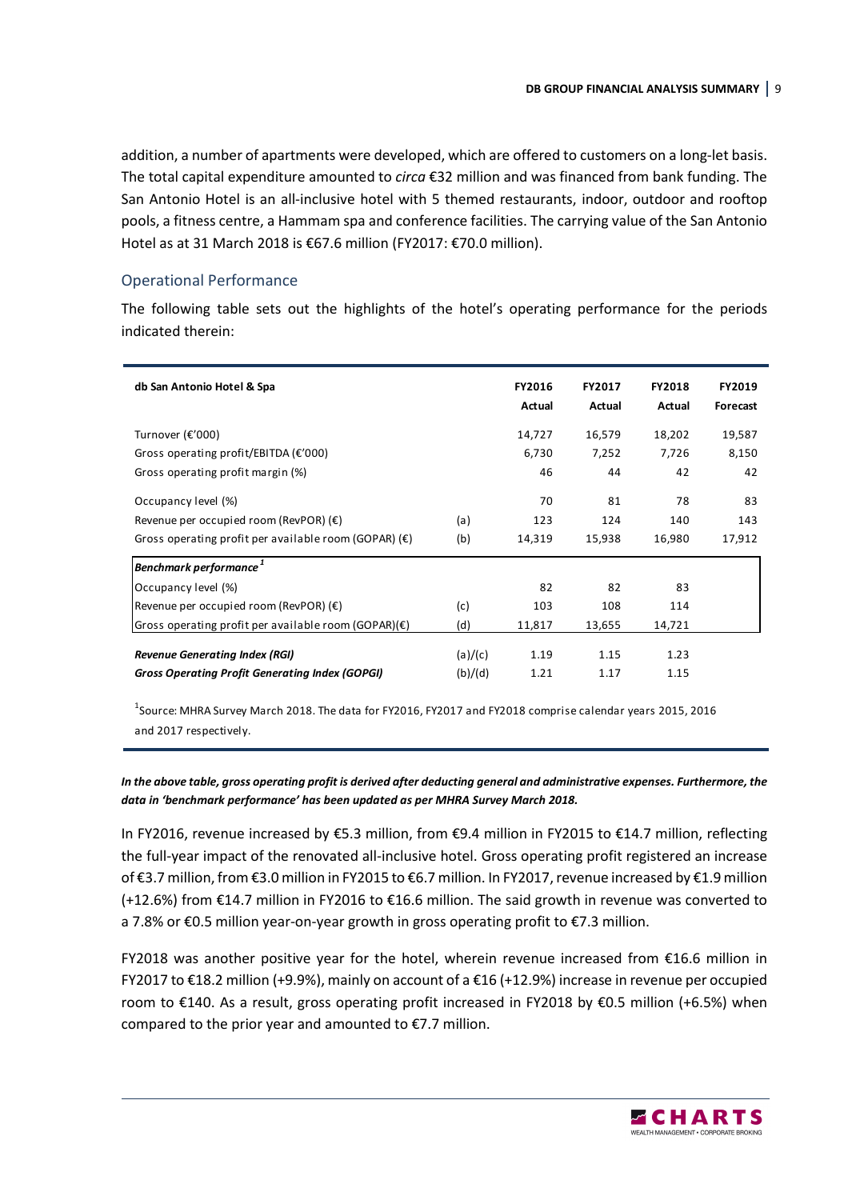addition, a number of apartments were developed, which are offered to customers on a long-let basis. The total capital expenditure amounted to *circa* €32 million and was financed from bank funding. The San Antonio Hotel is an all-inclusive hotel with 5 themed restaurants, indoor, outdoor and rooftop pools, a fitness centre, a Hammam spa and conference facilities. The carrying value of the San Antonio Hotel as at 31 March 2018 is €67.6 million (FY2017: €70.0 million).

## Operational Performance

The following table sets out the highlights of the hotel's operating performance for the periods indicated therein:

| **db San Antonio Hotel & Spa** | | **FY2016 Actual** | **FY2017 Actual** | **FY2018 Actual** | **FY2019 Forecast** |
|---|---|---|---|---|---|
| Turnover (€'000) | | 14,727 | 16,579 | 18,202 | 19,587 |
| Gross operating profit/EBITDA (€'000) | | 6,730 | 7,252 | 7,726 | 8,150 |
| Gross operating profit margin (%) | | 46 | 44 | 42 | 42 |
| Occupancy level (%) | | 70 | 81 | 78 | 83 |
| Revenue per occupied room (RevPOR) (€) | (a) | 123 | 124 | 140 | 143 |
| Gross operating profit per available room (GOPAR) (€) | (b) | 14,319 | 15,938 | 16,980 | 17,912 |
| ***Benchmark performance*** [1] | | | | | |
| Occupancy level (%) | | 82 | 82 | 83 | |
| Revenue per occupied room (RevPOR) (€) | (c) | 103 | 108 | 114 | |
| Gross operating profit per available room (GOPAR)(€) | (d) | 11,817 | 13,655 | 14,721 | |
| ***Revenue Generating Index (RGI)*** | (a)/(c) | 1.19 | 1.15 | 1.23 | |
| ***Gross Operating Profit Generating Index (GOPGI)*** | (b)/(d) | 1.21 | 1.17 | 1.15 | |

[1]Source: MHRA Survey March 2018. The data for FY2016, FY2017 and FY2018 comprise calendar years 2015, 2016 and 2017 respectively.

***In the above table, gross operating profit is derived after deducting general and administrative expenses. Furthermore, the data in 'benchmark performance' has been updated as per MHRA Survey March 2018.***

In FY2016, revenue increased by €5.3 million, from €9.4 million in FY2015 to €14.7 million, reflecting the full-year impact of the renovated all-inclusive hotel. Gross operating profit registered an increase of €3.7 million, from €3.0 million in FY2015 to €6.7 million. In FY2017, revenue increased by €1.9 million (+12.6%) from €14.7 million in FY2016 to €16.6 million. The said growth in revenue was converted to a 7.8% or €0.5 million year-on-year growth in gross operating profit to €7.3 million.

FY2018 was another positive year for the hotel, wherein revenue increased from €16.6 million in FY2017 to €18.2 million (+9.9%), mainly on account of a €16 (+12.9%) increase in revenue per occupied room to €140. As a result, gross operating profit increased in FY2018 by €0.5 million (+6.5%) when compared to the prior year and amounted to €7.7 million.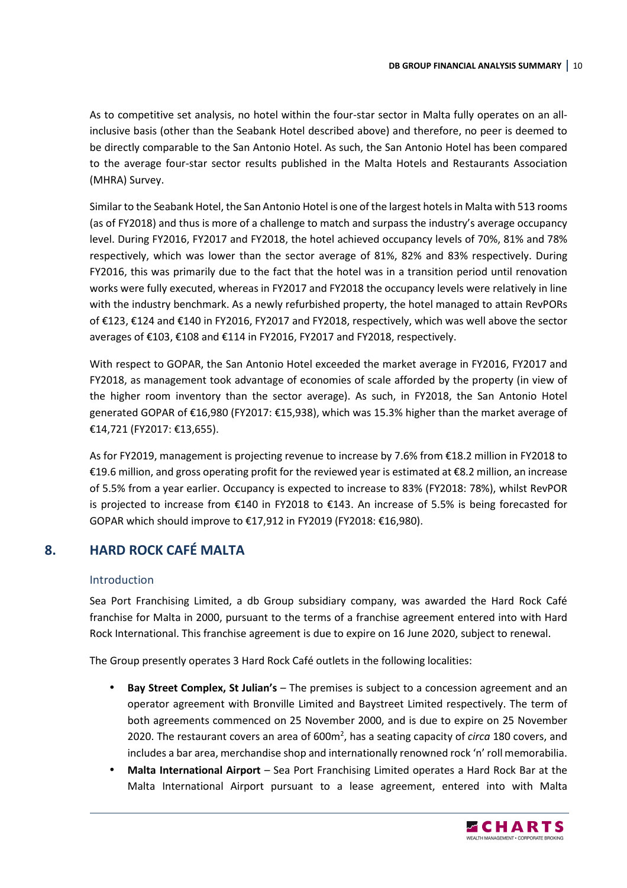As to competitive set analysis, no hotel within the four-star sector in Malta fully operates on an all-inclusive basis (other than the Seabank Hotel described above) and therefore, no peer is deemed to be directly comparable to the San Antonio Hotel. As such, the San Antonio Hotel has been compared to the average four-star sector results published in the Malta Hotels and Restaurants Association (MHRA) Survey.

Similar to the Seabank Hotel, the San Antonio Hotel is one of the largest hotels in Malta with 513 rooms (as of FY2018) and thus is more of a challenge to match and surpass the industry's average occupancy level. During FY2016, FY2017 and FY2018, the hotel achieved occupancy levels of 70%, 81% and 78% respectively, which was lower than the sector average of 81%, 82% and 83% respectively. During FY2016, this was primarily due to the fact that the hotel was in a transition period until renovation works were fully executed, whereas in FY2017 and FY2018 the occupancy levels were relatively in line with the industry benchmark. As a newly refurbished property, the hotel managed to attain RevPORs of €123, €124 and €140 in FY2016, FY2017 and FY2018, respectively, which was well above the sector averages of €103, €108 and €114 in FY2016, FY2017 and FY2018, respectively.

With respect to GOPAR, the San Antonio Hotel exceeded the market average in FY2016, FY2017 and FY2018, as management took advantage of economies of scale afforded by the property (in view of the higher room inventory than the sector average). As such, in FY2018, the San Antonio Hotel generated GOPAR of €16,980 (FY2017: €15,938), which was 15.3% higher than the market average of €14,721 (FY2017: €13,655).

As for FY2019, management is projecting revenue to increase by 7.6% from €18.2 million in FY2018 to €19.6 million, and gross operating profit for the reviewed year is estimated at €8.2 million, an increase of 5.5% from a year earlier. Occupancy is expected to increase to 83% (FY2018: 78%), whilst RevPOR is projected to increase from €140 in FY2018 to €143. An increase of 5.5% is being forecasted for GOPAR which should improve to €17,912 in FY2019 (FY2018: €16,980).

## 8. HARD ROCK CAFÉ MALTA

### Introduction

Sea Port Franchising Limited, a db Group subsidiary company, was awarded the Hard Rock Café franchise for Malta in 2000, pursuant to the terms of a franchise agreement entered into with Hard Rock International. This franchise agreement is due to expire on 16 June 2020, subject to renewal.

The Group presently operates 3 Hard Rock Café outlets in the following localities:

- **Bay Street Complex, St Julian's** – The premises is subject to a concession agreement and an operator agreement with Bronville Limited and Baystreet Limited respectively. The term of both agreements commenced on 25 November 2000, and is due to expire on 25 November 2020. The restaurant covers an area of 600m$^2$, has a seating capacity of *circa* 180 covers, and includes a bar area, merchandise shop and internationally renowned rock 'n' roll memorabilia.
- **Malta International Airport** – Sea Port Franchising Limited operates a Hard Rock Bar at the Malta International Airport pursuant to a lease agreement, entered into with Malta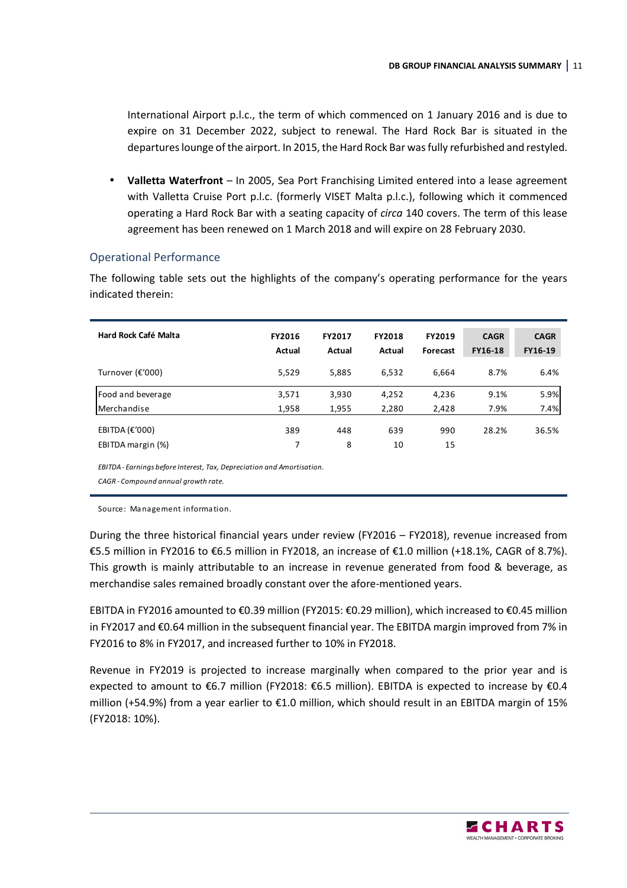International Airport p.l.c., the term of which commenced on 1 January 2016 and is due to expire on 31 December 2022, subject to renewal. The Hard Rock Bar is situated in the departures lounge of the airport. In 2015, the Hard Rock Bar was fully refurbished and restyled.

- **Valletta Waterfront** – In 2005, Sea Port Franchising Limited entered into a lease agreement with Valletta Cruise Port p.l.c. (formerly VISET Malta p.l.c.), following which it commenced operating a Hard Rock Bar with a seating capacity of *circa* 140 covers. The term of this lease agreement has been renewed on 1 March 2018 and will expire on 28 February 2030.

## Operational Performance

The following table sets out the highlights of the company's operating performance for the years indicated therein:

| Hard Rock Café Malta | FY2016 Actual | FY2017 Actual | FY2018 Actual | FY2019 Forecast | CAGR FY16-18 | CAGR FY16-19 |
|---|---|---|---|---|---|---|
| Turnover (€'000) | 5,529 | 5,885 | 6,532 | 6,664 | 8.7% | 6.4% |
| Food and beverage | 3,571 | 3,930 | 4,252 | 4,236 | 9.1% | 5.9% |
| Merchandise | 1,958 | 1,955 | 2,280 | 2,428 | 7.9% | 7.4% |
| EBITDA (€'000) | 389 | 448 | 639 | 990 | 28.2% | 36.5% |
| EBITDA margin (%) | 7 | 8 | 10 | 15 | | |

*EBITDA - Earnings before Interest, Tax, Depreciation and Amortisation.*

*CAGR - Compound annual growth rate.*

Source: Management information.

During the three historical financial years under review (FY2016 – FY2018), revenue increased from €5.5 million in FY2016 to €6.5 million in FY2018, an increase of €1.0 million (+18.1%, CAGR of 8.7%). This growth is mainly attributable to an increase in revenue generated from food & beverage, as merchandise sales remained broadly constant over the afore-mentioned years.

EBITDA in FY2016 amounted to €0.39 million (FY2015: €0.29 million), which increased to €0.45 million in FY2017 and €0.64 million in the subsequent financial year. The EBITDA margin improved from 7% in FY2016 to 8% in FY2017, and increased further to 10% in FY2018.

Revenue in FY2019 is projected to increase marginally when compared to the prior year and is expected to amount to €6.7 million (FY2018: €6.5 million). EBITDA is expected to increase by €0.4 million (+54.9%) from a year earlier to €1.0 million, which should result in an EBITDA margin of 15% (FY2018: 10%).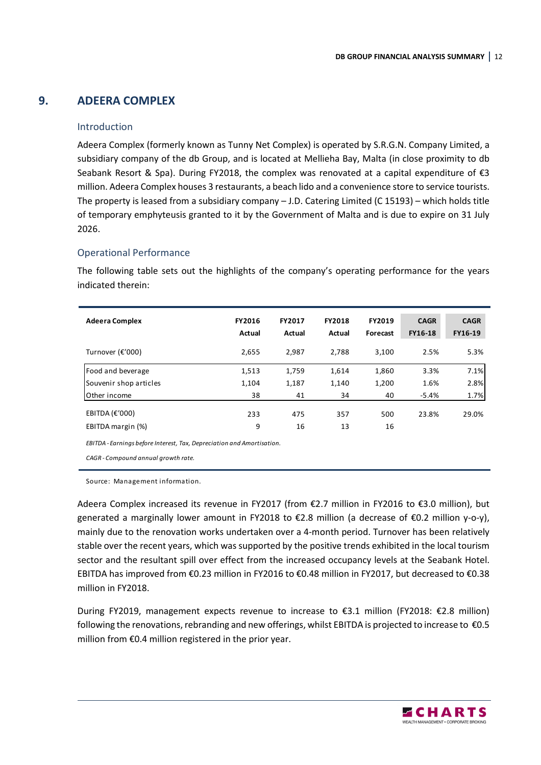## 9. ADEERA COMPLEX

### Introduction

Adeera Complex (formerly known as Tunny Net Complex) is operated by S.R.G.N. Company Limited, a subsidiary company of the db Group, and is located at Mellieha Bay, Malta (in close proximity to db Seabank Resort & Spa). During FY2018, the complex was renovated at a capital expenditure of €3 million. Adeera Complex houses 3 restaurants, a beach lido and a convenience store to service tourists. The property is leased from a subsidiary company – J.D. Catering Limited (C 15193) – which holds title of temporary emphyteusis granted to it by the Government of Malta and is due to expire on 31 July 2026.

### Operational Performance

The following table sets out the highlights of the company's operating performance for the years indicated therein:

| Adeera Complex | FY2016 Actual | FY2017 Actual | FY2018 Actual | FY2019 Forecast | CAGR FY16-18 | CAGR FY16-19 |
|---|---|---|---|---|---|---|
| Turnover (€'000) | 2,655 | 2,987 | 2,788 | 3,100 | 2.5% | 5.3% |
| Food and beverage | 1,513 | 1,759 | 1,614 | 1,860 | 3.3% | 7.1% |
| Souvenir shop articles | 1,104 | 1,187 | 1,140 | 1,200 | 1.6% | 2.8% |
| Other income | 38 | 41 | 34 | 40 | -5.4% | 1.7% |
| EBITDA (€'000) | 233 | 475 | 357 | 500 | 23.8% | 29.0% |
| EBITDA margin (%) | 9 | 16 | 13 | 16 | | |

*EBITDA - Earnings before Interest, Tax, Depreciation and Amortisation.*

*CAGR - Compound annual growth rate.*

Source: Management information.

Adeera Complex increased its revenue in FY2017 (from €2.7 million in FY2016 to €3.0 million), but generated a marginally lower amount in FY2018 to €2.8 million (a decrease of €0.2 million y-o-y), mainly due to the renovation works undertaken over a 4-month period. Turnover has been relatively stable over the recent years, which was supported by the positive trends exhibited in the local tourism sector and the resultant spill over effect from the increased occupancy levels at the Seabank Hotel. EBITDA has improved from €0.23 million in FY2016 to €0.48 million in FY2017, but decreased to €0.38 million in FY2018.

During FY2019, management expects revenue to increase to €3.1 million (FY2018: €2.8 million) following the renovations, rebranding and new offerings, whilst EBITDA is projected to increase to €0.5 million from €0.4 million registered in the prior year.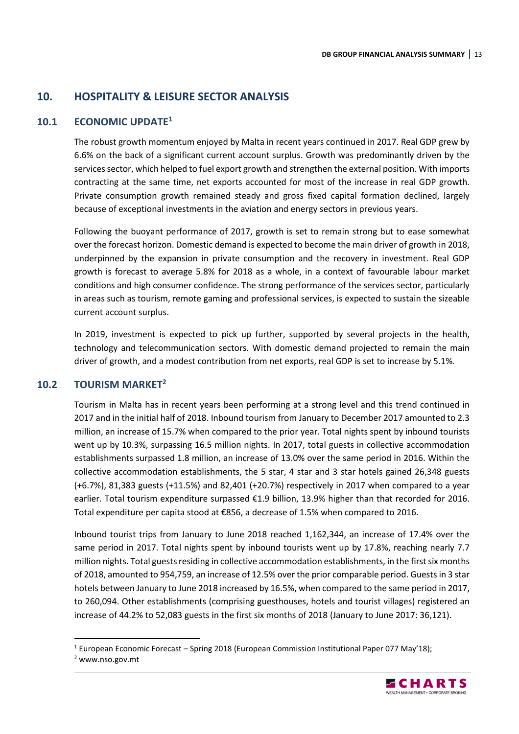## 10. HOSPITALITY & LEISURE SECTOR ANALYSIS

### 10.1 ECONOMIC UPDATE[1]

The robust growth momentum enjoyed by Malta in recent years continued in 2017. Real GDP grew by 6.6% on the back of a significant current account surplus. Growth was predominantly driven by the services sector, which helped to fuel export growth and strengthen the external position. With imports contracting at the same time, net exports accounted for most of the increase in real GDP growth. Private consumption growth remained steady and gross fixed capital formation declined, largely because of exceptional investments in the aviation and energy sectors in previous years.

Following the buoyant performance of 2017, growth is set to remain strong but to ease somewhat over the forecast horizon. Domestic demand is expected to become the main driver of growth in 2018, underpinned by the expansion in private consumption and the recovery in investment. Real GDP growth is forecast to average 5.8% for 2018 as a whole, in a context of favourable labour market conditions and high consumer confidence. The strong performance of the services sector, particularly in areas such as tourism, remote gaming and professional services, is expected to sustain the sizeable current account surplus.

In 2019, investment is expected to pick up further, supported by several projects in the health, technology and telecommunication sectors. With domestic demand projected to remain the main driver of growth, and a modest contribution from net exports, real GDP is set to increase by 5.1%.

### 10.2 TOURISM MARKET[2]

Tourism in Malta has in recent years been performing at a strong level and this trend continued in 2017 and in the initial half of 2018. Inbound tourism from January to December 2017 amounted to 2.3 million, an increase of 15.7% when compared to the prior year. Total nights spent by inbound tourists went up by 10.3%, surpassing 16.5 million nights. In 2017, total guests in collective accommodation establishments surpassed 1.8 million, an increase of 13.0% over the same period in 2016. Within the collective accommodation establishments, the 5 star, 4 star and 3 star hotels gained 26,348 guests (+6.7%), 81,383 guests (+11.5%) and 82,401 (+20.7%) respectively in 2017 when compared to a year earlier. Total tourism expenditure surpassed €1.9 billion, 13.9% higher than that recorded for 2016. Total expenditure per capita stood at €856, a decrease of 1.5% when compared to 2016.

Inbound tourist trips from January to June 2018 reached 1,162,344, an increase of 17.4% over the same period in 2017. Total nights spent by inbound tourists went up by 17.8%, reaching nearly 7.7 million nights. Total guests residing in collective accommodation establishments, in the first six months of 2018, amounted to 954,759, an increase of 12.5% over the prior comparable period. Guests in 3 star hotels between January to June 2018 increased by 16.5%, when compared to the same period in 2017, to 260,094. Other establishments (comprising guesthouses, hotels and tourist villages) registered an increase of 44.2% to 52,083 guests in the first six months of 2018 (January to June 2017: 36,121).

---

[1] European Economic Forecast – Spring 2018 (European Commission Institutional Paper 077 May'18);

[2] www.nso.gov.mt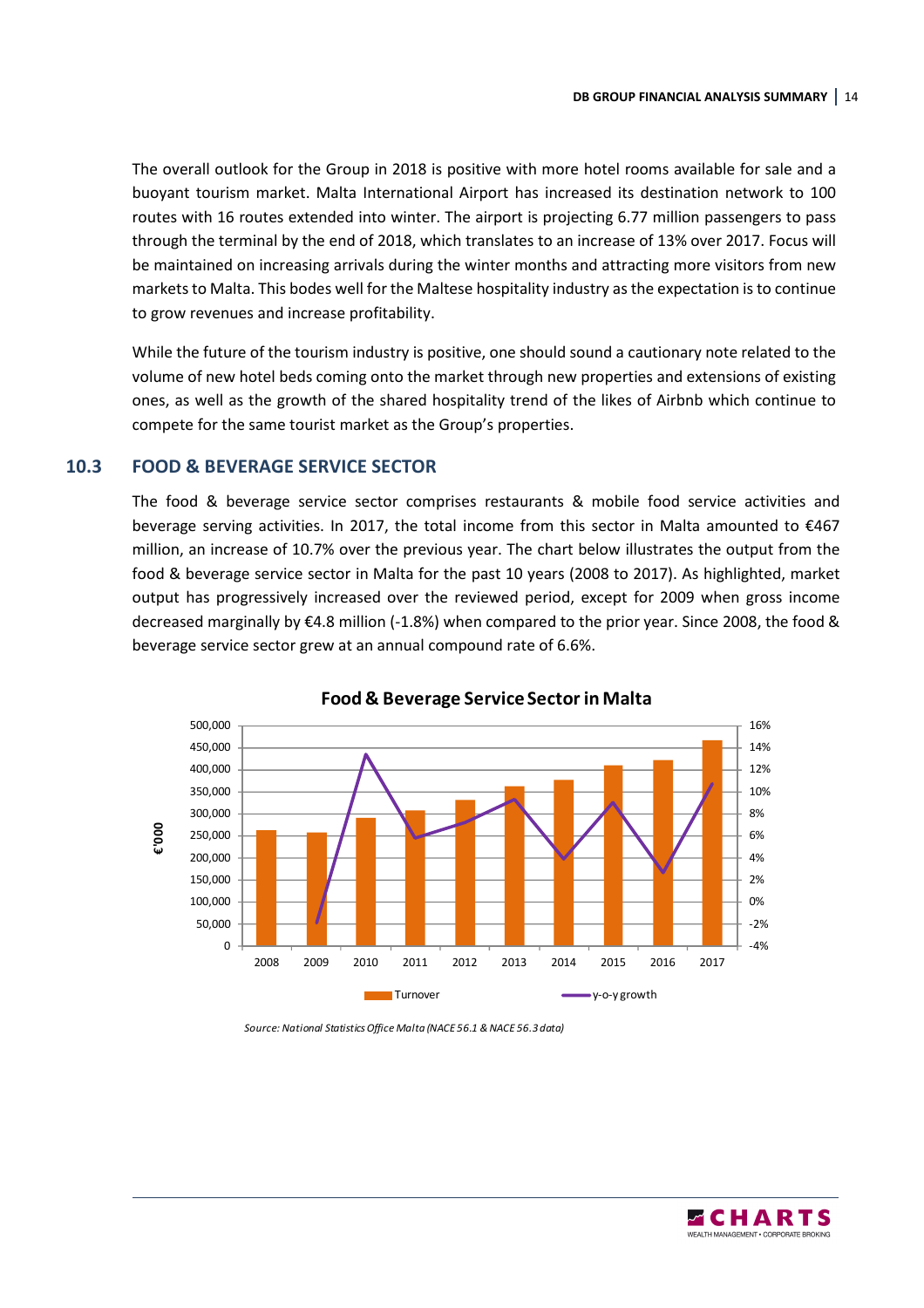The overall outlook for the Group in 2018 is positive with more hotel rooms available for sale and a buoyant tourism market. Malta International Airport has increased its destination network to 100 routes with 16 routes extended into winter. The airport is projecting 6.77 million passengers to pass through the terminal by the end of 2018, which translates to an increase of 13% over 2017. Focus will be maintained on increasing arrivals during the winter months and attracting more visitors from new markets to Malta. This bodes well for the Maltese hospitality industry as the expectation is to continue to grow revenues and increase profitability.

While the future of the tourism industry is positive, one should sound a cautionary note related to the volume of new hotel beds coming onto the market through new properties and extensions of existing ones, as well as the growth of the shared hospitality trend of the likes of Airbnb which continue to compete for the same tourist market as the Group's properties.

## 10.3 FOOD & BEVERAGE SERVICE SECTOR

The food & beverage service sector comprises restaurants & mobile food service activities and beverage serving activities. In 2017, the total income from this sector in Malta amounted to €467 million, an increase of 10.7% over the previous year. The chart below illustrates the output from the food & beverage service sector in Malta for the past 10 years (2008 to 2017). As highlighted, market output has progressively increased over the reviewed period, except for 2009 when gross income decreased marginally by €4.8 million (-1.8%) when compared to the prior year. Since 2008, the food & beverage service sector grew at an annual compound rate of 6.6%.

**Food & Beverage Service Sector in Malta**

*Source: National Statistics Office Malta (NACE 56.1 & NACE 56.3 data)*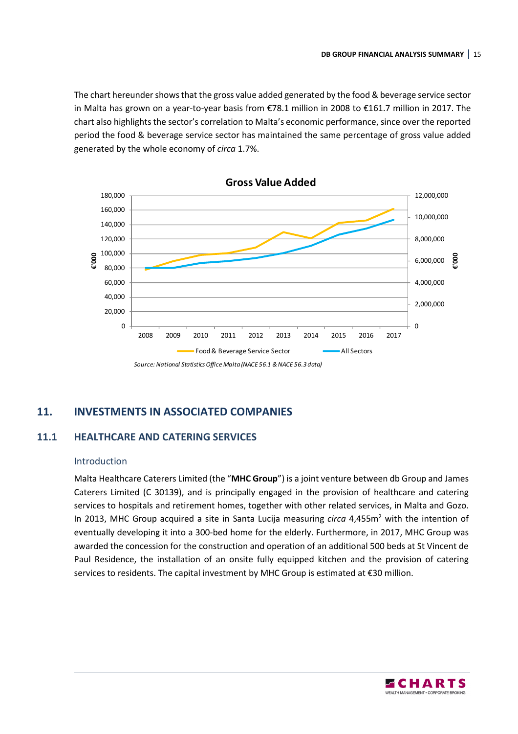The chart hereunder shows that the gross value added generated by the food & beverage service sector in Malta has grown on a year-to-year basis from €78.1 million in 2008 to €161.7 million in 2017. The chart also highlights the sector's correlation to Malta's economic performance, since over the reported period the food & beverage service sector has maintained the same percentage of gross value added generated by the whole economy of *circa* 1.7%.

**Gross Value Added**

*Source: National Statistics Office Malta (NACE 56.1 & NACE 56.3 data)*

## 11. INVESTMENTS IN ASSOCIATED COMPANIES

### 11.1 HEALTHCARE AND CATERING SERVICES

#### Introduction

Malta Healthcare Caterers Limited (the "**MHC Group**") is a joint venture between db Group and James Caterers Limited (C 30139), and is principally engaged in the provision of healthcare and catering services to hospitals and retirement homes, together with other related services, in Malta and Gozo. In 2013, MHC Group acquired a site in Santa Lucija measuring *circa* 4,455m$^2$ with the intention of eventually developing it into a 300-bed home for the elderly. Furthermore, in 2017, MHC Group was awarded the concession for the construction and operation of an additional 500 beds at St Vincent de Paul Residence, the installation of an onsite fully equipped kitchen and the provision of catering services to residents. The capital investment by MHC Group is estimated at €30 million.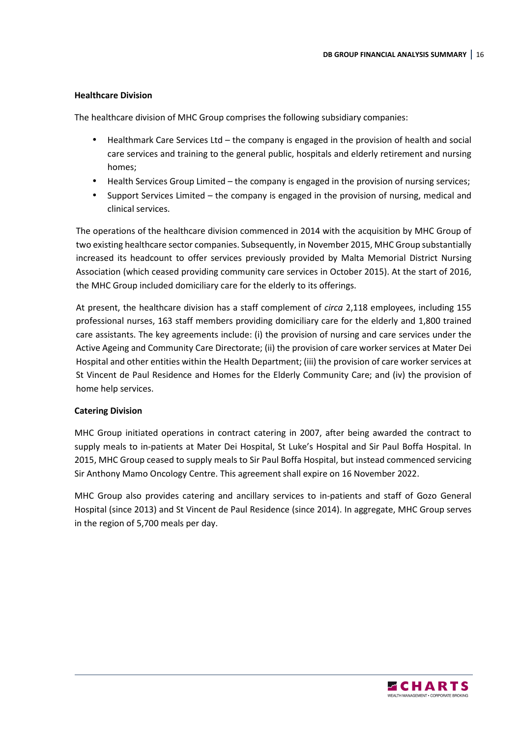**Healthcare Division**

The healthcare division of MHC Group comprises the following subsidiary companies:

- Healthmark Care Services Ltd – the company is engaged in the provision of health and social care services and training to the general public, hospitals and elderly retirement and nursing homes;
- Health Services Group Limited – the company is engaged in the provision of nursing services;
- Support Services Limited – the company is engaged in the provision of nursing, medical and clinical services.

The operations of the healthcare division commenced in 2014 with the acquisition by MHC Group of two existing healthcare sector companies. Subsequently, in November 2015, MHC Group substantially increased its headcount to offer services previously provided by Malta Memorial District Nursing Association (which ceased providing community care services in October 2015). At the start of 2016, the MHC Group included domiciliary care for the elderly to its offerings.

At present, the healthcare division has a staff complement of *circa* 2,118 employees, including 155 professional nurses, 163 staff members providing domiciliary care for the elderly and 1,800 trained care assistants. The key agreements include: (i) the provision of nursing and care services under the Active Ageing and Community Care Directorate; (ii) the provision of care worker services at Mater Dei Hospital and other entities within the Health Department; (iii) the provision of care worker services at St Vincent de Paul Residence and Homes for the Elderly Community Care; and (iv) the provision of home help services.

**Catering Division**

MHC Group initiated operations in contract catering in 2007, after being awarded the contract to supply meals to in-patients at Mater Dei Hospital, St Luke's Hospital and Sir Paul Boffa Hospital. In 2015, MHC Group ceased to supply meals to Sir Paul Boffa Hospital, but instead commenced servicing Sir Anthony Mamo Oncology Centre. This agreement shall expire on 16 November 2022.

MHC Group also provides catering and ancillary services to in-patients and staff of Gozo General Hospital (since 2013) and St Vincent de Paul Residence (since 2014). In aggregate, MHC Group serves in the region of 5,700 meals per day.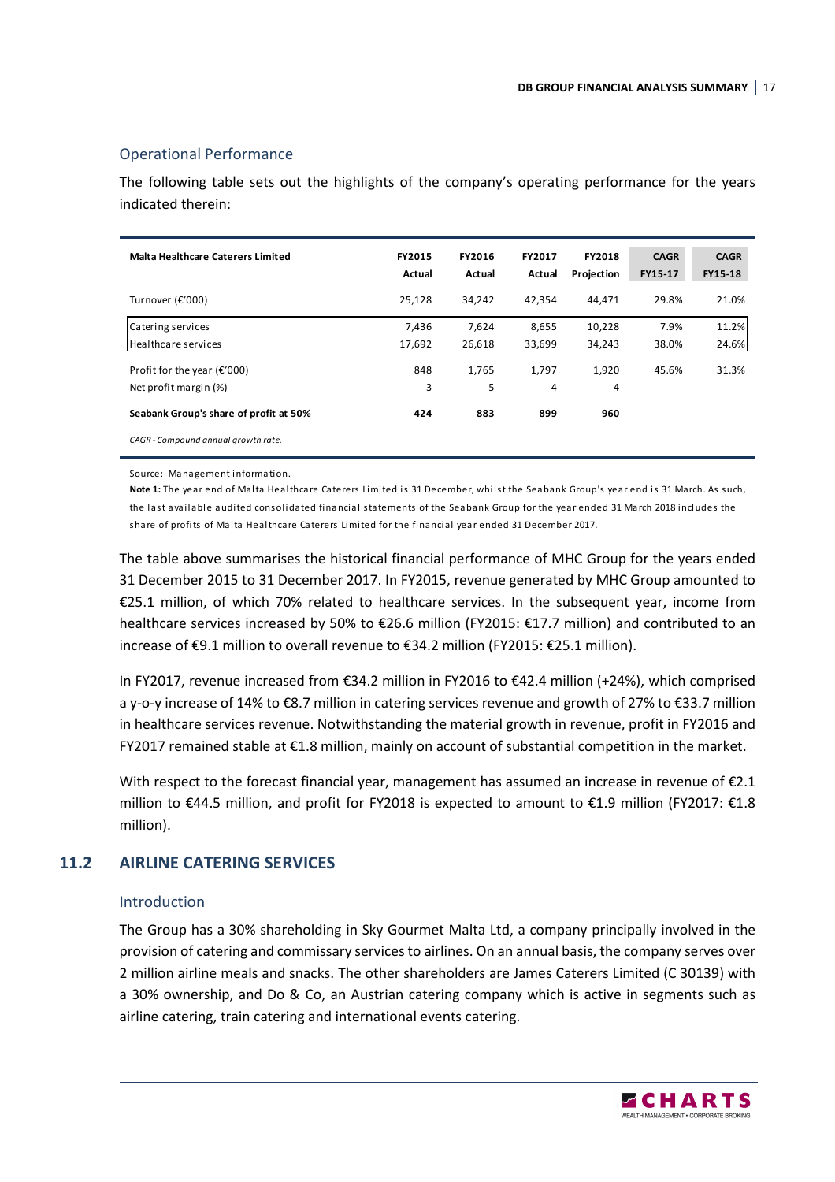### Operational Performance

The following table sets out the highlights of the company's operating performance for the years indicated therein:

| Malta Healthcare Caterers Limited | FY2015 Actual | FY2016 Actual | FY2017 Actual | FY2018 Projection | CAGR FY15-17 | CAGR FY15-18 |
|---|---|---|---|---|---|---|
| Turnover (€'000) | 25,128 | 34,242 | 42,354 | 44,471 | 29.8% | 21.0% |
| Catering services | 7,436 | 7,624 | 8,655 | 10,228 | 7.9% | 11.2% |
| Healthcare services | 17,692 | 26,618 | 33,699 | 34,243 | 38.0% | 24.6% |
| Profit for the year (€'000) | 848 | 1,765 | 1,797 | 1,920 | 45.6% | 31.3% |
| Net profit margin (%) | 3 | 5 | 4 | 4 | | |
| **Seabank Group's share of profit at 50%** | **424** | **883** | **899** | **960** | | |

*CAGR - Compound annual growth rate.*

Source: Management information.

**Note 1:** The year end of Malta Healthcare Caterers Limited is 31 December, whilst the Seabank Group's year end is 31 March. As such, the last available audited consolidated financial statements of the Seabank Group for the year ended 31 March 2018 includes the share of profits of Malta Healthcare Caterers Limited for the financial year ended 31 December 2017.

The table above summarises the historical financial performance of MHC Group for the years ended 31 December 2015 to 31 December 2017. In FY2015, revenue generated by MHC Group amounted to €25.1 million, of which 70% related to healthcare services. In the subsequent year, income from healthcare services increased by 50% to €26.6 million (FY2015: €17.7 million) and contributed to an increase of €9.1 million to overall revenue to €34.2 million (FY2015: €25.1 million).

In FY2017, revenue increased from €34.2 million in FY2016 to €42.4 million (+24%), which comprised a y-o-y increase of 14% to €8.7 million in catering services revenue and growth of 27% to €33.7 million in healthcare services revenue. Notwithstanding the material growth in revenue, profit in FY2016 and FY2017 remained stable at €1.8 million, mainly on account of substantial competition in the market.

With respect to the forecast financial year, management has assumed an increase in revenue of €2.1 million to €44.5 million, and profit for FY2018 is expected to amount to €1.9 million (FY2017: €1.8 million).

## 11.2 AIRLINE CATERING SERVICES

### Introduction

The Group has a 30% shareholding in Sky Gourmet Malta Ltd, a company principally involved in the provision of catering and commissary services to airlines. On an annual basis, the company serves over 2 million airline meals and snacks. The other shareholders are James Caterers Limited (C 30139) with a 30% ownership, and Do & Co, an Austrian catering company which is active in segments such as airline catering, train catering and international events catering.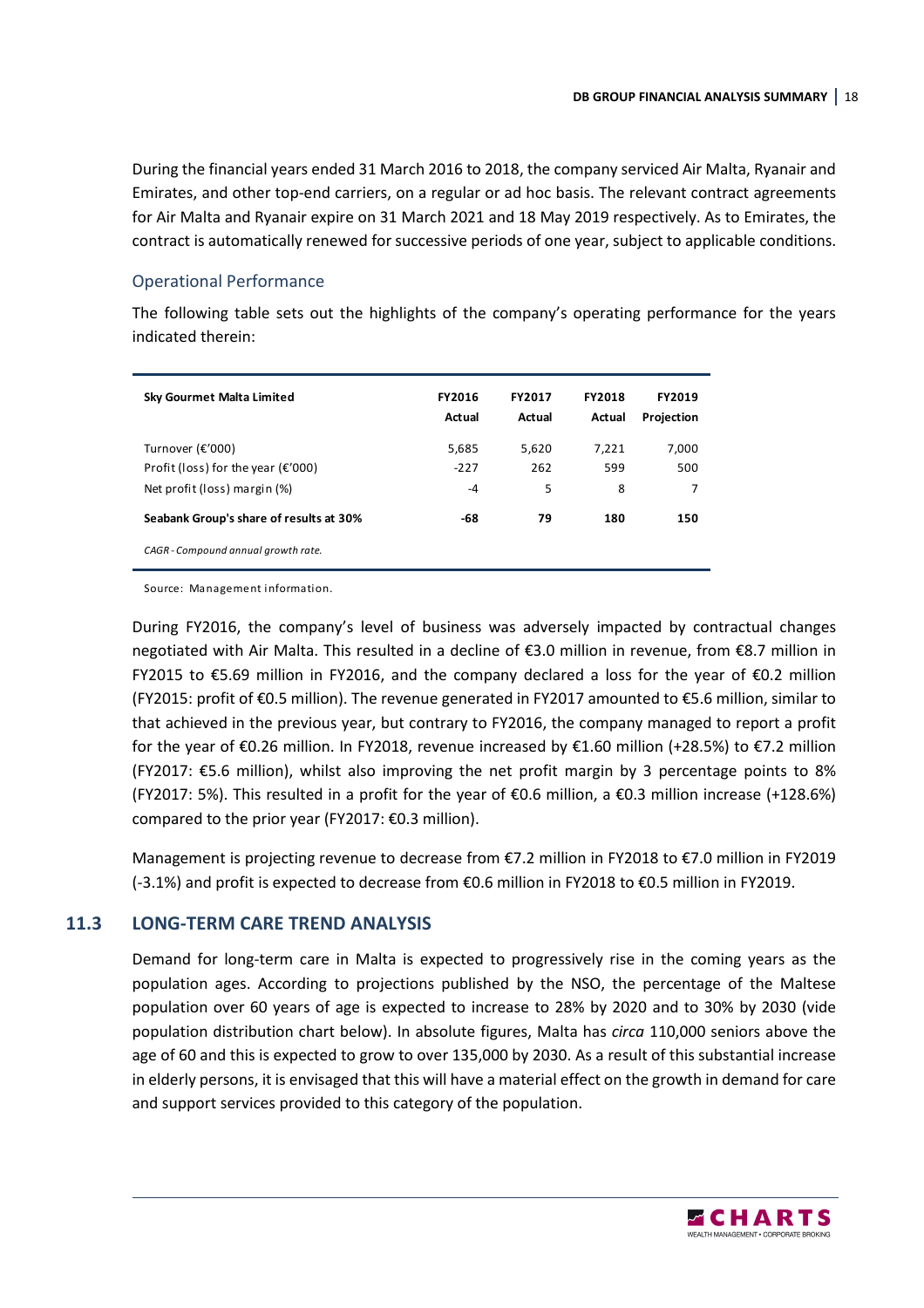During the financial years ended 31 March 2016 to 2018, the company serviced Air Malta, Ryanair and Emirates, and other top-end carriers, on a regular or ad hoc basis. The relevant contract agreements for Air Malta and Ryanair expire on 31 March 2021 and 18 May 2019 respectively. As to Emirates, the contract is automatically renewed for successive periods of one year, subject to applicable conditions.

### Operational Performance

The following table sets out the highlights of the company's operating performance for the years indicated therein:

| Sky Gourmet Malta Limited | FY2016 Actual | FY2017 Actual | FY2018 Actual | FY2019 Projection |
|---|---|---|---|---|
| Turnover (€'000) | 5,685 | 5,620 | 7,221 | 7,000 |
| Profit (loss) for the year (€'000) | -227 | 262 | 599 | 500 |
| Net profit (loss) margin (%) | -4 | 5 | 8 | 7 |
| **Seabank Group's share of results at 30%** | **-68** | **79** | **180** | **150** |

*CAGR - Compound annual growth rate.*

Source: Management information.

During FY2016, the company's level of business was adversely impacted by contractual changes negotiated with Air Malta. This resulted in a decline of €3.0 million in revenue, from €8.7 million in FY2015 to €5.69 million in FY2016, and the company declared a loss for the year of €0.2 million (FY2015: profit of €0.5 million). The revenue generated in FY2017 amounted to €5.6 million, similar to that achieved in the previous year, but contrary to FY2016, the company managed to report a profit for the year of €0.26 million. In FY2018, revenue increased by €1.60 million (+28.5%) to €7.2 million (FY2017: €5.6 million), whilst also improving the net profit margin by 3 percentage points to 8% (FY2017: 5%). This resulted in a profit for the year of €0.6 million, a €0.3 million increase (+128.6%) compared to the prior year (FY2017: €0.3 million).

Management is projecting revenue to decrease from €7.2 million in FY2018 to €7.0 million in FY2019 (-3.1%) and profit is expected to decrease from €0.6 million in FY2018 to €0.5 million in FY2019.

## 11.3 LONG-TERM CARE TREND ANALYSIS

Demand for long-term care in Malta is expected to progressively rise in the coming years as the population ages. According to projections published by the NSO, the percentage of the Maltese population over 60 years of age is expected to increase to 28% by 2020 and to 30% by 2030 (vide population distribution chart below). In absolute figures, Malta has *circa* 110,000 seniors above the age of 60 and this is expected to grow to over 135,000 by 2030. As a result of this substantial increase in elderly persons, it is envisaged that this will have a material effect on the growth in demand for care and support services provided to this category of the population.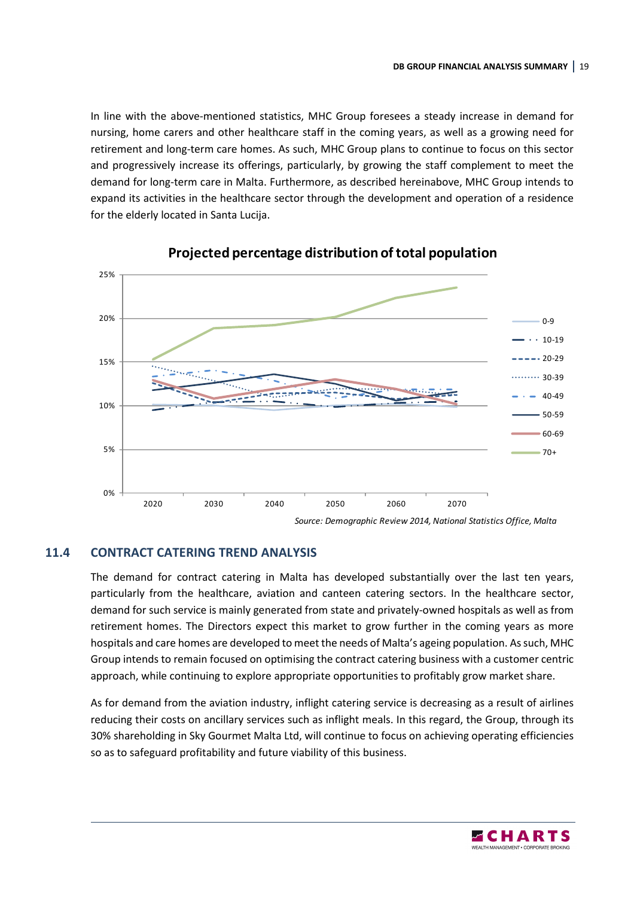In line with the above-mentioned statistics, MHC Group foresees a steady increase in demand for nursing, home carers and other healthcare staff in the coming years, as well as a growing need for retirement and long-term care homes. As such, MHC Group plans to continue to focus on this sector and progressively increase its offerings, particularly, by growing the staff complement to meet the demand for long-term care in Malta. Furthermore, as described hereinabove, MHC Group intends to expand its activities in the healthcare sector through the development and operation of a residence for the elderly located in Santa Lucija.

**Projected percentage distribution of total population**

*Source: Demographic Review 2014, National Statistics Office, Malta*

## 11.4 CONTRACT CATERING TREND ANALYSIS

The demand for contract catering in Malta has developed substantially over the last ten years, particularly from the healthcare, aviation and canteen catering sectors. In the healthcare sector, demand for such service is mainly generated from state and privately-owned hospitals as well as from retirement homes. The Directors expect this market to grow further in the coming years as more hospitals and care homes are developed to meet the needs of Malta's ageing population. As such, MHC Group intends to remain focused on optimising the contract catering business with a customer centric approach, while continuing to explore appropriate opportunities to profitably grow market share.

As for demand from the aviation industry, inflight catering service is decreasing as a result of airlines reducing their costs on ancillary services such as inflight meals. In this regard, the Group, through its 30% shareholding in Sky Gourmet Malta Ltd, will continue to focus on achieving operating efficiencies so as to safeguard profitability and future viability of this business.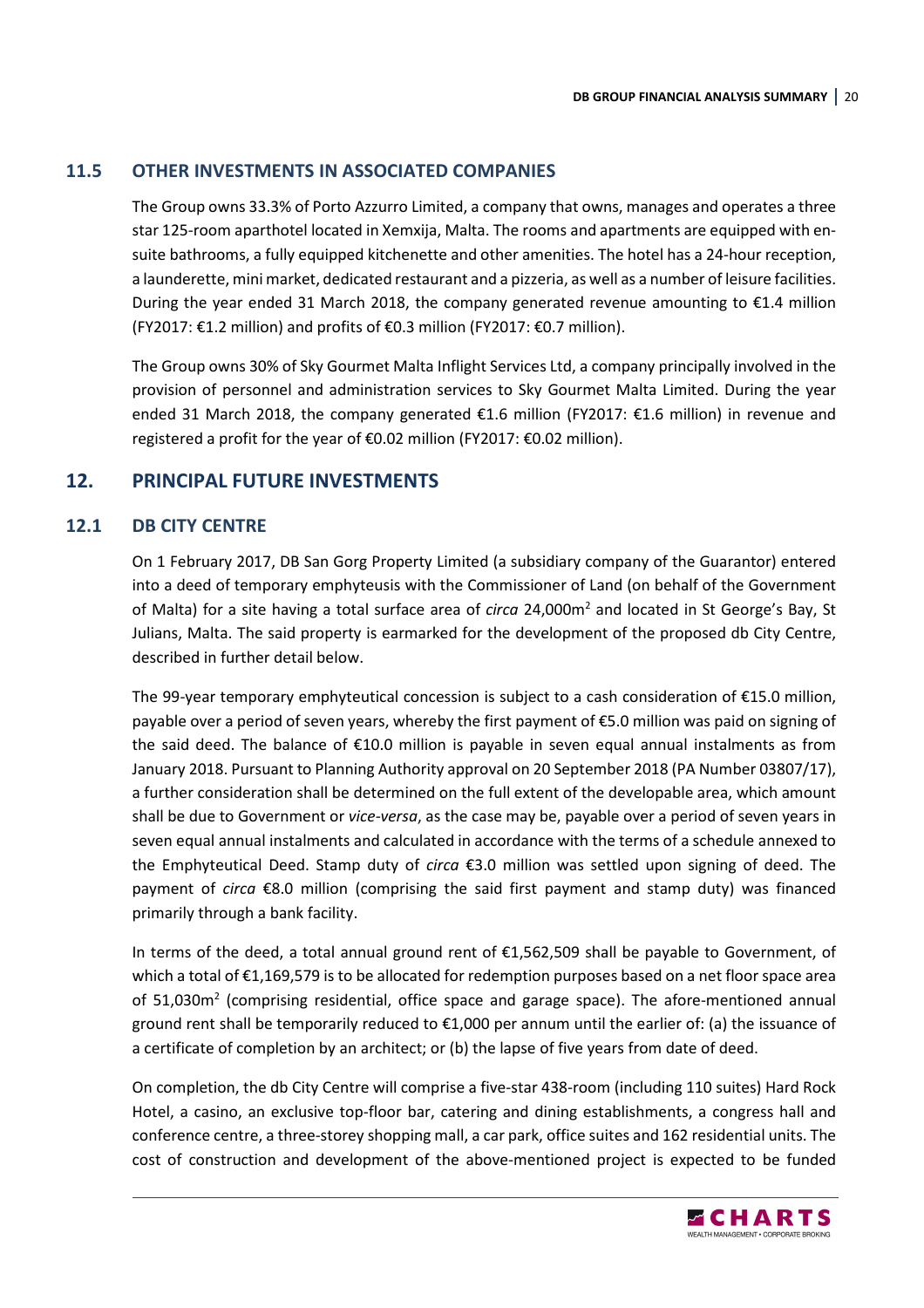### 11.5 OTHER INVESTMENTS IN ASSOCIATED COMPANIES

The Group owns 33.3% of Porto Azzurro Limited, a company that owns, manages and operates a three star 125-room aparthotel located in Xemxija, Malta. The rooms and apartments are equipped with en-suite bathrooms, a fully equipped kitchenette and other amenities. The hotel has a 24-hour reception, a launderette, mini market, dedicated restaurant and a pizzeria, as well as a number of leisure facilities. During the year ended 31 March 2018, the company generated revenue amounting to €1.4 million (FY2017: €1.2 million) and profits of €0.3 million (FY2017: €0.7 million).

The Group owns 30% of Sky Gourmet Malta Inflight Services Ltd, a company principally involved in the provision of personnel and administration services to Sky Gourmet Malta Limited. During the year ended 31 March 2018, the company generated €1.6 million (FY2017: €1.6 million) in revenue and registered a profit for the year of €0.02 million (FY2017: €0.02 million).

## 12. PRINCIPAL FUTURE INVESTMENTS

### 12.1 DB CITY CENTRE

On 1 February 2017, DB San Gorg Property Limited (a subsidiary company of the Guarantor) entered into a deed of temporary emphyteusis with the Commissioner of Land (on behalf of the Government of Malta) for a site having a total surface area of *circa* 24,000m$^2$ and located in St George's Bay, St Julians, Malta. The said property is earmarked for the development of the proposed db City Centre, described in further detail below.

The 99-year temporary emphyteutical concession is subject to a cash consideration of €15.0 million, payable over a period of seven years, whereby the first payment of €5.0 million was paid on signing of the said deed. The balance of €10.0 million is payable in seven equal annual instalments as from January 2018. Pursuant to Planning Authority approval on 20 September 2018 (PA Number 03807/17), a further consideration shall be determined on the full extent of the developable area, which amount shall be due to Government or *vice-versa*, as the case may be, payable over a period of seven years in seven equal annual instalments and calculated in accordance with the terms of a schedule annexed to the Emphyteutical Deed. Stamp duty of *circa* €3.0 million was settled upon signing of deed. The payment of *circa* €8.0 million (comprising the said first payment and stamp duty) was financed primarily through a bank facility.

In terms of the deed, a total annual ground rent of €1,562,509 shall be payable to Government, of which a total of €1,169,579 is to be allocated for redemption purposes based on a net floor space area of 51,030m$^2$ (comprising residential, office space and garage space). The afore-mentioned annual ground rent shall be temporarily reduced to €1,000 per annum until the earlier of: (a) the issuance of a certificate of completion by an architect; or (b) the lapse of five years from date of deed.

On completion, the db City Centre will comprise a five-star 438-room (including 110 suites) Hard Rock Hotel, a casino, an exclusive top-floor bar, catering and dining establishments, a congress hall and conference centre, a three-storey shopping mall, a car park, office suites and 162 residential units. The cost of construction and development of the above-mentioned project is expected to be funded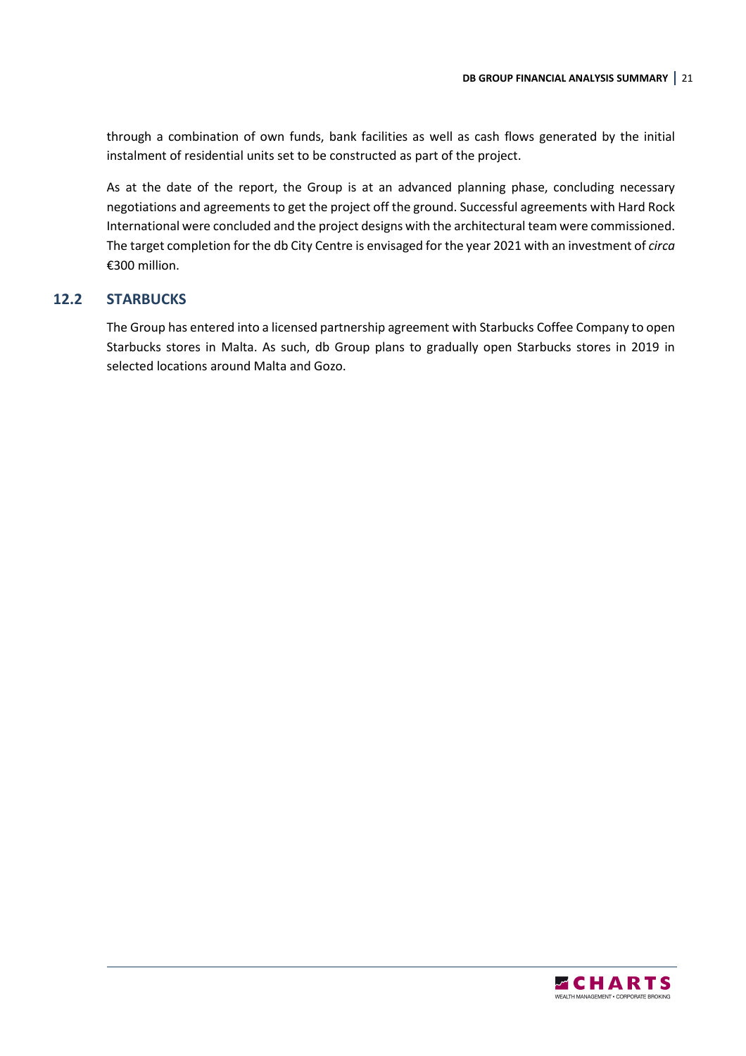through a combination of own funds, bank facilities as well as cash flows generated by the initial instalment of residential units set to be constructed as part of the project.

As at the date of the report, the Group is at an advanced planning phase, concluding necessary negotiations and agreements to get the project off the ground. Successful agreements with Hard Rock International were concluded and the project designs with the architectural team were commissioned. The target completion for the db City Centre is envisaged for the year 2021 with an investment of *circa* €300 million.

## 12.2 STARBUCKS

The Group has entered into a licensed partnership agreement with Starbucks Coffee Company to open Starbucks stores in Malta. As such, db Group plans to gradually open Starbucks stores in 2019 in selected locations around Malta and Gozo.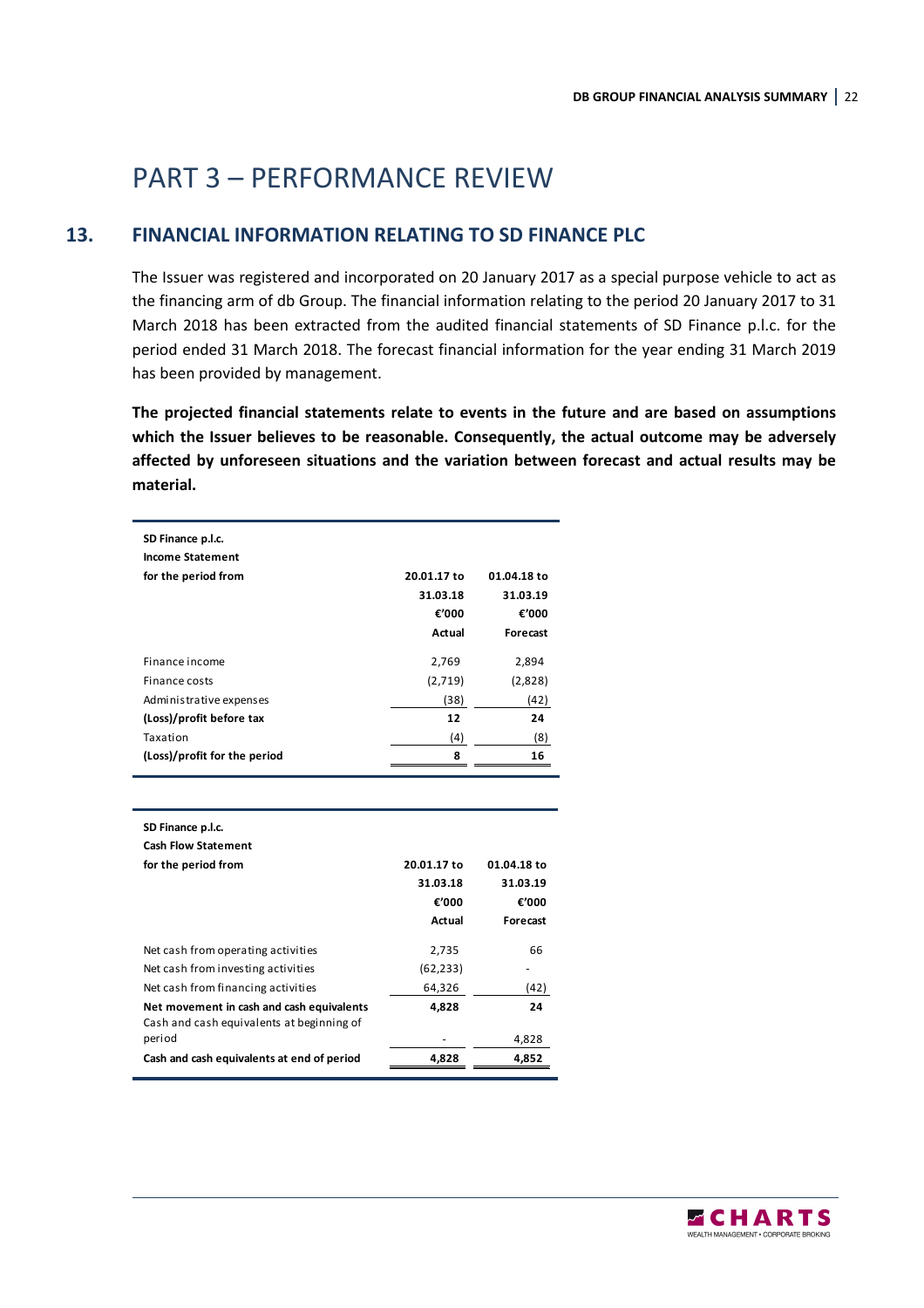# PART 3 – PERFORMANCE REVIEW

## 13. FINANCIAL INFORMATION RELATING TO SD FINANCE PLC

The Issuer was registered and incorporated on 20 January 2017 as a special purpose vehicle to act as the financing arm of db Group. The financial information relating to the period 20 January 2017 to 31 March 2018 has been extracted from the audited financial statements of SD Finance p.l.c. for the period ended 31 March 2018. The forecast financial information for the year ending 31 March 2019 has been provided by management.

**The projected financial statements relate to events in the future and are based on assumptions which the Issuer believes to be reasonable. Consequently, the actual outcome may be adversely affected by unforeseen situations and the variation between forecast and actual results may be material.**

| SD Finance p.l.c. Income Statement for the period from | 20.01.17 to 31.03.18 €'000 Actual | 01.04.18 to 31.03.19 €'000 Forecast |
|---|---|---|
| Finance income | 2,769 | 2,894 |
| Finance costs | (2,719) | (2,828) |
| Administrative expenses | (38) | (42) |
| **(Loss)/profit before tax** | **12** | **24** |
| Taxation | (4) | (8) |
| **(Loss)/profit for the period** | **8** | **16** |

| SD Finance p.l.c. Cash Flow Statement for the period from | 20.01.17 to 31.03.18 €'000 Actual | 01.04.18 to 31.03.19 €'000 Forecast |
|---|---|---|
| Net cash from operating activities | 2,735 | 66 |
| Net cash from investing activities | (62,233) | - |
| Net cash from financing activities | 64,326 | (42) |
| **Net movement in cash and cash equivalents** | **4,828** | **24** |
| Cash and cash equivalents at beginning of period | - | 4,828 |
| **Cash and cash equivalents at end of period** | **4,828** | **4,852** |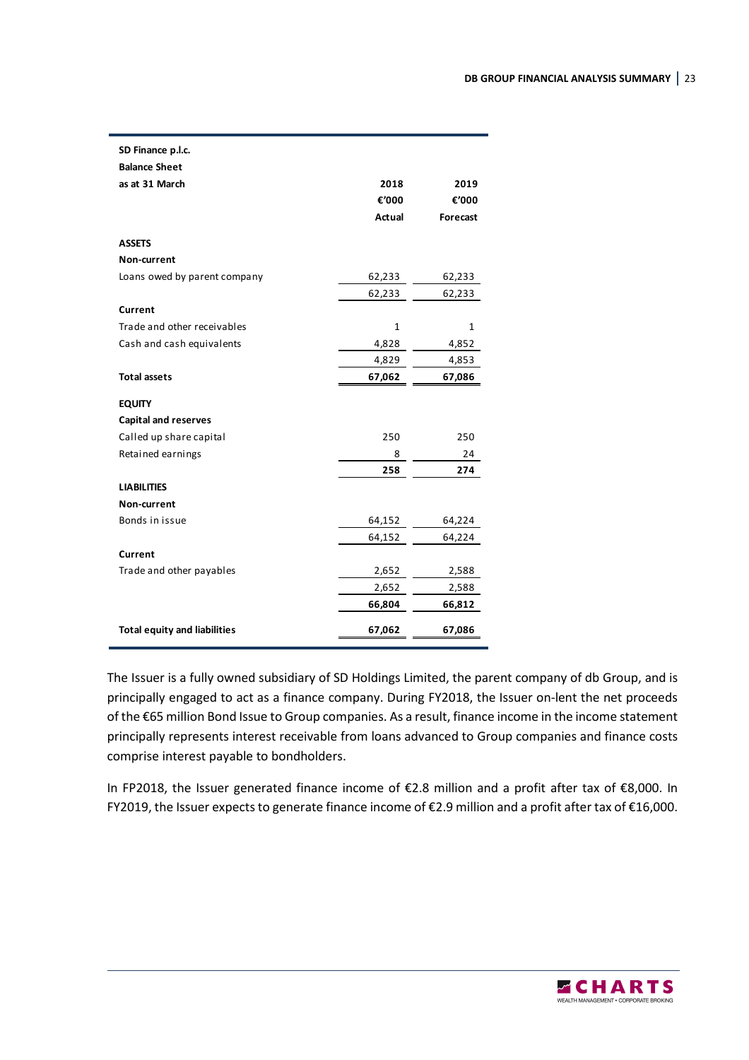| SD Finance p.l.c. | | |
|---|---|---|
| **Balance Sheet** | | |
| **as at 31 March** | **2018** | **2019** |
| | **€'000** | **€'000** |
| | **Actual** | **Forecast** |
| **ASSETS** | | |
| **Non-current** | | |
| Loans owed by parent company | 62,233 | 62,233 |
| | 62,233 | 62,233 |
| **Current** | | |
| Trade and other receivables | 1 | 1 |
| Cash and cash equivalents | 4,828 | 4,852 |
| | 4,829 | 4,853 |
| **Total assets** | **67,062** | **67,086** |
| **EQUITY** | | |
| **Capital and reserves** | | |
| Called up share capital | 250 | 250 |
| Retained earnings | 8 | 24 |
| | **258** | **274** |
| **LIABILITIES** | | |
| **Non-current** | | |
| Bonds in issue | 64,152 | 64,224 |
| | 64,152 | 64,224 |
| **Current** | | |
| Trade and other payables | 2,652 | 2,588 |
| | 2,652 | 2,588 |
| | **66,804** | **66,812** |
| **Total equity and liabilities** | **67,062** | **67,086** |

The Issuer is a fully owned subsidiary of SD Holdings Limited, the parent company of db Group, and is principally engaged to act as a finance company. During FY2018, the Issuer on-lent the net proceeds of the €65 million Bond Issue to Group companies. As a result, finance income in the income statement principally represents interest receivable from loans advanced to Group companies and finance costs comprise interest payable to bondholders.

In FP2018, the Issuer generated finance income of €2.8 million and a profit after tax of €8,000. In FY2019, the Issuer expects to generate finance income of €2.9 million and a profit after tax of €16,000.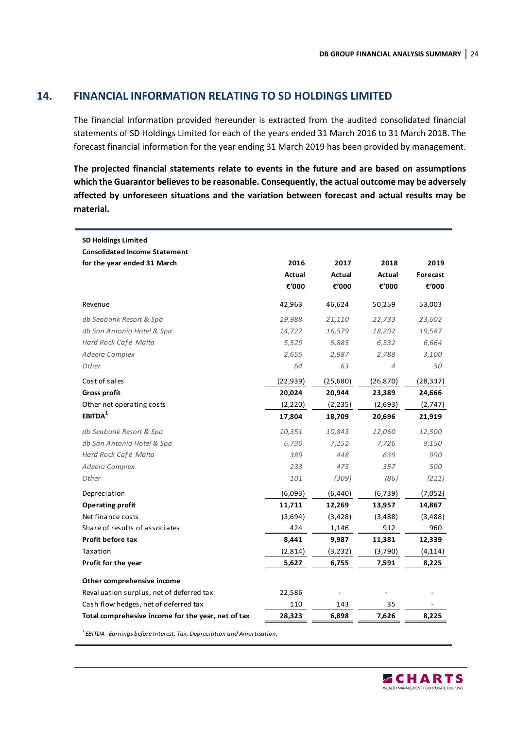## 14. FINANCIAL INFORMATION RELATING TO SD HOLDINGS LIMITED

The financial information provided hereunder is extracted from the audited consolidated financial statements of SD Holdings Limited for each of the years ended 31 March 2016 to 31 March 2018. The forecast financial information for the year ending 31 March 2019 has been provided by management.

**The projected financial statements relate to events in the future and are based on assumptions which the Guarantor believes to be reasonable. Consequently, the actual outcome may be adversely affected by unforeseen situations and the variation between forecast and actual results may be material.**

| **SD Holdings Limited Consolidated Income Statement for the year ended 31 March** | **2016 Actual €'000** | **2017 Actual €'000** | **2018 Actual €'000** | **2019 Forecast €'000** |
|---|---|---|---|---|
| Revenue | 42,963 | 46,624 | 50,259 | 53,003 |
| *db Seabank Resort & Spa* | *19,988* | *21,110* | *22,733* | *23,602* |
| *db San Antonio Hotel & Spa* | *14,727* | *16,579* | *18,202* | *19,587* |
| *Hard Rock Café Malta* | *5,529* | *5,885* | *6,532* | *6,664* |
| *Adeera Complex* | *2,655* | *2,987* | *2,788* | *3,100* |
| *Other* | *64* | *63* | *4* | *50* |
| Cost of sales | (22,939) | (25,680) | (26,870) | (28,337) |
| **Gross profit** | **20,024** | **20,944** | **23,389** | **24,666** |
| Other net operating costs | (2,220) | (2,235) | (2,693) | (2,747) |
| **EBITDA[1]** | **17,804** | **18,709** | **20,696** | **21,919** |
| *db Seabank Resort & Spa* | *10,351* | *10,843* | *12,060* | *12,500* |
| *db San Antonio Hotel & Spa* | *6,730* | *7,252* | *7,726* | *8,150* |
| *Hard Rock Café Malta* | *389* | *448* | *639* | *990* |
| *Adeera Complex* | *233* | *475* | *357* | *500* |
| *Other* | *101* | *(309)* | *(86)* | *(221)* |
| Depreciation | (6,093) | (6,440) | (6,739) | (7,052) |
| **Operating profit** | **11,711** | **12,269** | **13,957** | **14,867** |
| Net finance costs | (3,694) | (3,428) | (3,488) | (3,488) |
| Share of results of associates | 424 | 1,146 | 912 | 960 |
| **Profit before tax** | **8,441** | **9,987** | **11,381** | **12,339** |
| Taxation | (2,814) | (3,232) | (3,790) | (4,114) |
| **Profit for the year** | **5,627** | **6,755** | **7,591** | **8,225** |
| **Other comprehensive income** | | | | |
| Revaluation surplus, net of deferred tax | 22,586 | - | - | - |
| Cash flow hedges, net of deferred tax | 110 | 143 | 35 | - |
| **Total comprehesive income for the year, net of tax** | **28,323** | **6,898** | **7,626** | **8,225** |

*[1] EBITDA - Earnings before Interest, Tax, Depreciation and Amortisation.*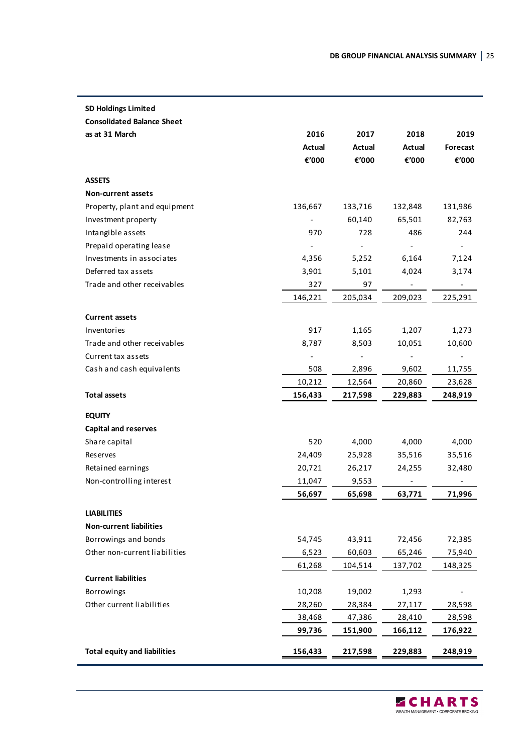| SD Holdings Limited<br>Consolidated Balance Sheet<br>as at 31 March | 2016<br>Actual<br>€'000 | 2017<br>Actual<br>€'000 | 2018<br>Actual<br>€'000 | 2019<br>Forecast<br>€'000 |
|---|---|---|---|---|
| **ASSETS** | | | | |
| **Non-current assets** | | | | |
| Property, plant and equipment | 136,667 | 133,716 | 132,848 | 131,986 |
| Investment property | - | 60,140 | 65,501 | 82,763 |
| Intangible assets | 970 | 728 | 486 | 244 |
| Prepaid operating lease | - | - | - | - |
| Investments in associates | 4,356 | 5,252 | 6,164 | 7,124 |
| Deferred tax assets | 3,901 | 5,101 | 4,024 | 3,174 |
| Trade and other receivables | 327 | 97 | - | - |
| | 146,221 | 205,034 | 209,023 | 225,291 |
| **Current assets** | | | | |
| Inventories | 917 | 1,165 | 1,207 | 1,273 |
| Trade and other receivables | 8,787 | 8,503 | 10,051 | 10,600 |
| Current tax assets | - | - | - | - |
| Cash and cash equivalents | 508 | 2,896 | 9,602 | 11,755 |
| | 10,212 | 12,564 | 20,860 | 23,628 |
| **Total assets** | **156,433** | **217,598** | **229,883** | **248,919** |
| **EQUITY** | | | | |
| **Capital and reserves** | | | | |
| Share capital | 520 | 4,000 | 4,000 | 4,000 |
| Reserves | 24,409 | 25,928 | 35,516 | 35,516 |
| Retained earnings | 20,721 | 26,217 | 24,255 | 32,480 |
| Non-controlling interest | 11,047 | 9,553 | - | - |
| | **56,697** | **65,698** | **63,771** | **71,996** |
| **LIABILITIES** | | | | |
| **Non-current liabilities** | | | | |
| Borrowings and bonds | 54,745 | 43,911 | 72,456 | 72,385 |
| Other non-current liabilities | 6,523 | 60,603 | 65,246 | 75,940 |
| | 61,268 | 104,514 | 137,702 | 148,325 |
| **Current liabilities** | | | | |
| Borrowings | 10,208 | 19,002 | 1,293 | - |
| Other current liabilities | 28,260 | 28,384 | 27,117 | 28,598 |
| | 38,468 | 47,386 | 28,410 | 28,598 |
| | **99,736** | **151,900** | **166,112** | **176,922** |
| **Total equity and liabilities** | **156,433** | **217,598** | **229,883** | **248,919** |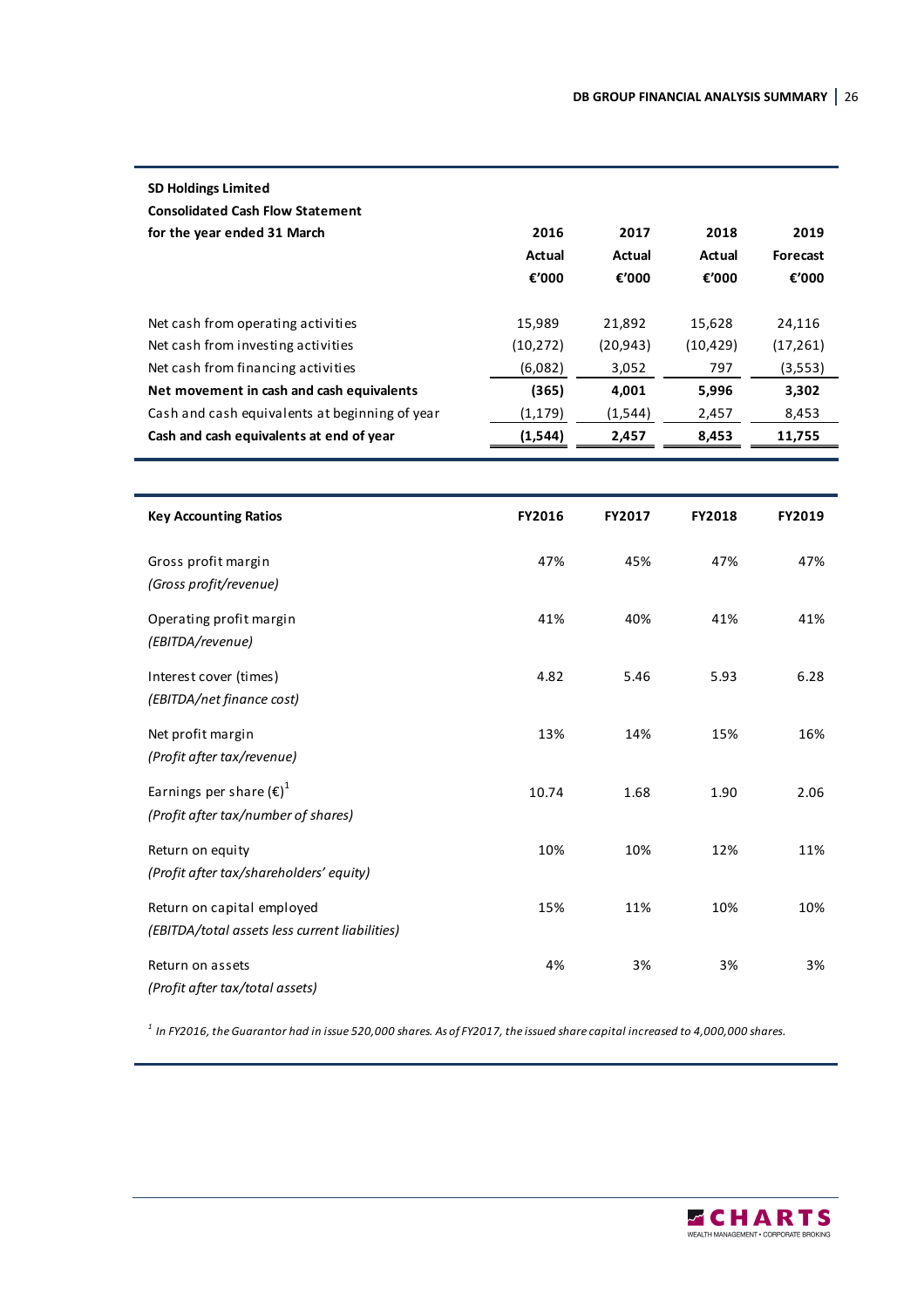| **SD Holdings Limited**<br>**Consolidated Cash Flow Statement**<br>**for the year ended 31 March** | **2016**<br>**Actual**<br>**€'000** | **2017**<br>**Actual**<br>**€'000** | **2018**<br>**Actual**<br>**€'000** | **2019**<br>**Forecast**<br>**€'000** |
|---|---|---|---|---|
| Net cash from operating activities | 15,989 | 21,892 | 15,628 | 24,116 |
| Net cash from investing activities | (10,272) | (20,943) | (10,429) | (17,261) |
| Net cash from financing activities | (6,082) | 3,052 | 797 | (3,553) |
| **Net movement in cash and cash equivalents** | **(365)** | **4,001** | **5,996** | **3,302** |
| Cash and cash equivalents at beginning of year | (1,179) | (1,544) | 2,457 | 8,453 |
| **Cash and cash equivalents at end of year** | **(1,544)** | **2,457** | **8,453** | **11,755** |

| **Key Accounting Ratios** | **FY2016** | **FY2017** | **FY2018** | **FY2019** |
|---|---|---|---|---|
| Gross profit margin<br>*(Gross profit/revenue)* | 47% | 45% | 47% | 47% |
| Operating profit margin<br>*(EBITDA/revenue)* | 41% | 40% | 41% | 41% |
| Interest cover (times)<br>*(EBITDA/net finance cost)* | 4.82 | 5.46 | 5.93 | 6.28 |
| Net profit margin<br>*(Profit after tax/revenue)* | 13% | 14% | 15% | 16% |
| Earnings per share (€)[1]<br>*(Profit after tax/number of shares)* | 10.74 | 1.68 | 1.90 | 2.06 |
| Return on equity<br>*(Profit after tax/shareholders' equity)* | 10% | 10% | 12% | 11% |
| Return on capital employed<br>*(EBITDA/total assets less current liabilities)* | 15% | 11% | 10% | 10% |
| Return on assets<br>*(Profit after tax/total assets)* | 4% | 3% | 3% | 3% |

[1] *In FY2016, the Guarantor had in issue 520,000 shares. As of FY2017, the issued share capital increased to 4,000,000 shares.*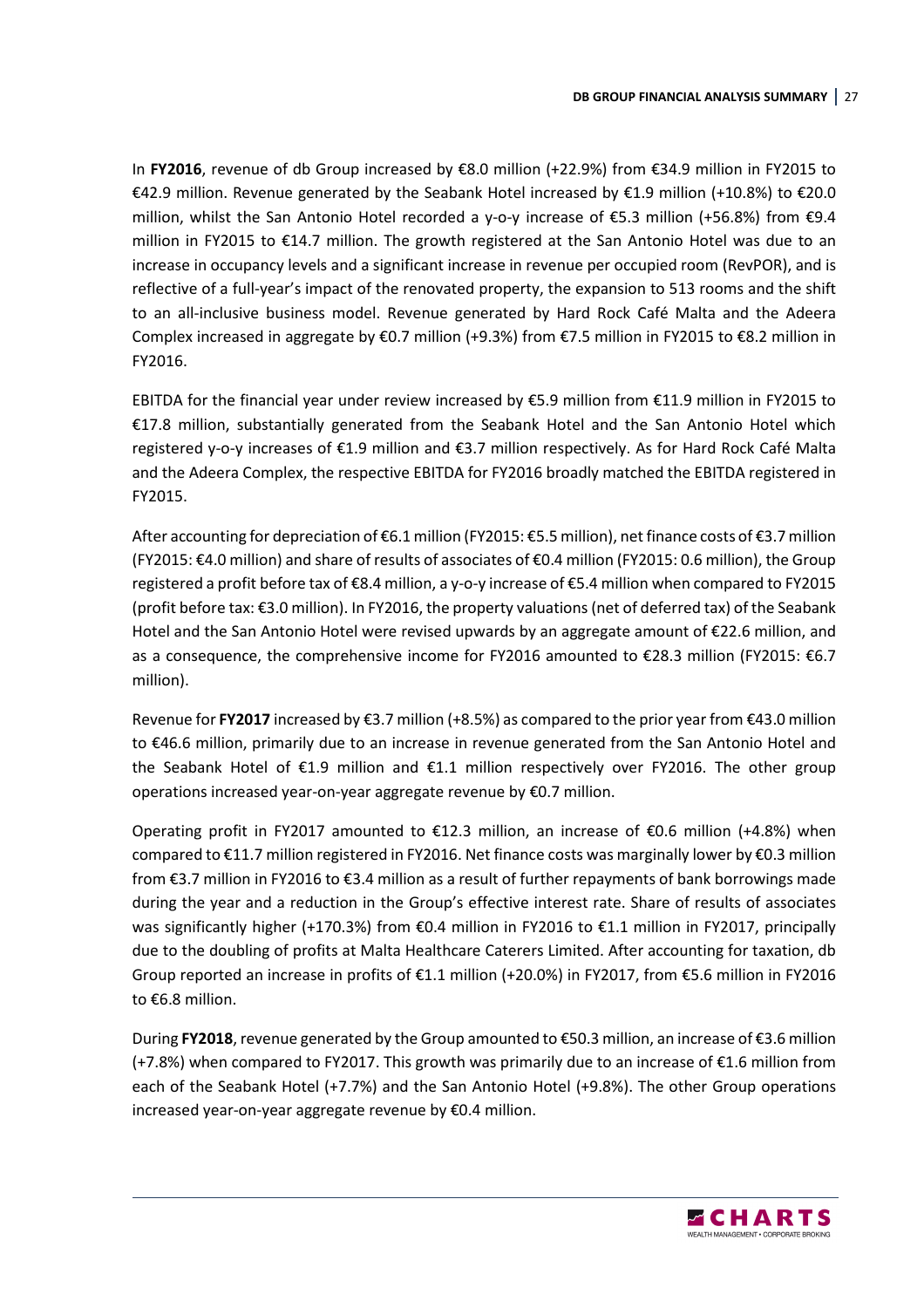In **FY2016**, revenue of db Group increased by €8.0 million (+22.9%) from €34.9 million in FY2015 to €42.9 million. Revenue generated by the Seabank Hotel increased by €1.9 million (+10.8%) to €20.0 million, whilst the San Antonio Hotel recorded a y-o-y increase of €5.3 million (+56.8%) from €9.4 million in FY2015 to €14.7 million. The growth registered at the San Antonio Hotel was due to an increase in occupancy levels and a significant increase in revenue per occupied room (RevPOR), and is reflective of a full-year's impact of the renovated property, the expansion to 513 rooms and the shift to an all-inclusive business model. Revenue generated by Hard Rock Café Malta and the Adeera Complex increased in aggregate by €0.7 million (+9.3%) from €7.5 million in FY2015 to €8.2 million in FY2016.

EBITDA for the financial year under review increased by €5.9 million from €11.9 million in FY2015 to €17.8 million, substantially generated from the Seabank Hotel and the San Antonio Hotel which registered y-o-y increases of €1.9 million and €3.7 million respectively. As for Hard Rock Café Malta and the Adeera Complex, the respective EBITDA for FY2016 broadly matched the EBITDA registered in FY2015.

After accounting for depreciation of €6.1 million (FY2015: €5.5 million), net finance costs of €3.7 million (FY2015: €4.0 million) and share of results of associates of €0.4 million (FY2015: 0.6 million), the Group registered a profit before tax of €8.4 million, a y-o-y increase of €5.4 million when compared to FY2015 (profit before tax: €3.0 million). In FY2016, the property valuations (net of deferred tax) of the Seabank Hotel and the San Antonio Hotel were revised upwards by an aggregate amount of €22.6 million, and as a consequence, the comprehensive income for FY2016 amounted to €28.3 million (FY2015: €6.7 million).

Revenue for **FY2017** increased by €3.7 million (+8.5%) as compared to the prior year from €43.0 million to €46.6 million, primarily due to an increase in revenue generated from the San Antonio Hotel and the Seabank Hotel of €1.9 million and €1.1 million respectively over FY2016. The other group operations increased year-on-year aggregate revenue by €0.7 million.

Operating profit in FY2017 amounted to €12.3 million, an increase of €0.6 million (+4.8%) when compared to €11.7 million registered in FY2016. Net finance costs was marginally lower by €0.3 million from €3.7 million in FY2016 to €3.4 million as a result of further repayments of bank borrowings made during the year and a reduction in the Group's effective interest rate. Share of results of associates was significantly higher (+170.3%) from €0.4 million in FY2016 to €1.1 million in FY2017, principally due to the doubling of profits at Malta Healthcare Caterers Limited. After accounting for taxation, db Group reported an increase in profits of €1.1 million (+20.0%) in FY2017, from €5.6 million in FY2016 to €6.8 million.

During **FY2018**, revenue generated by the Group amounted to €50.3 million, an increase of €3.6 million (+7.8%) when compared to FY2017. This growth was primarily due to an increase of €1.6 million from each of the Seabank Hotel (+7.7%) and the San Antonio Hotel (+9.8%). The other Group operations increased year-on-year aggregate revenue by €0.4 million.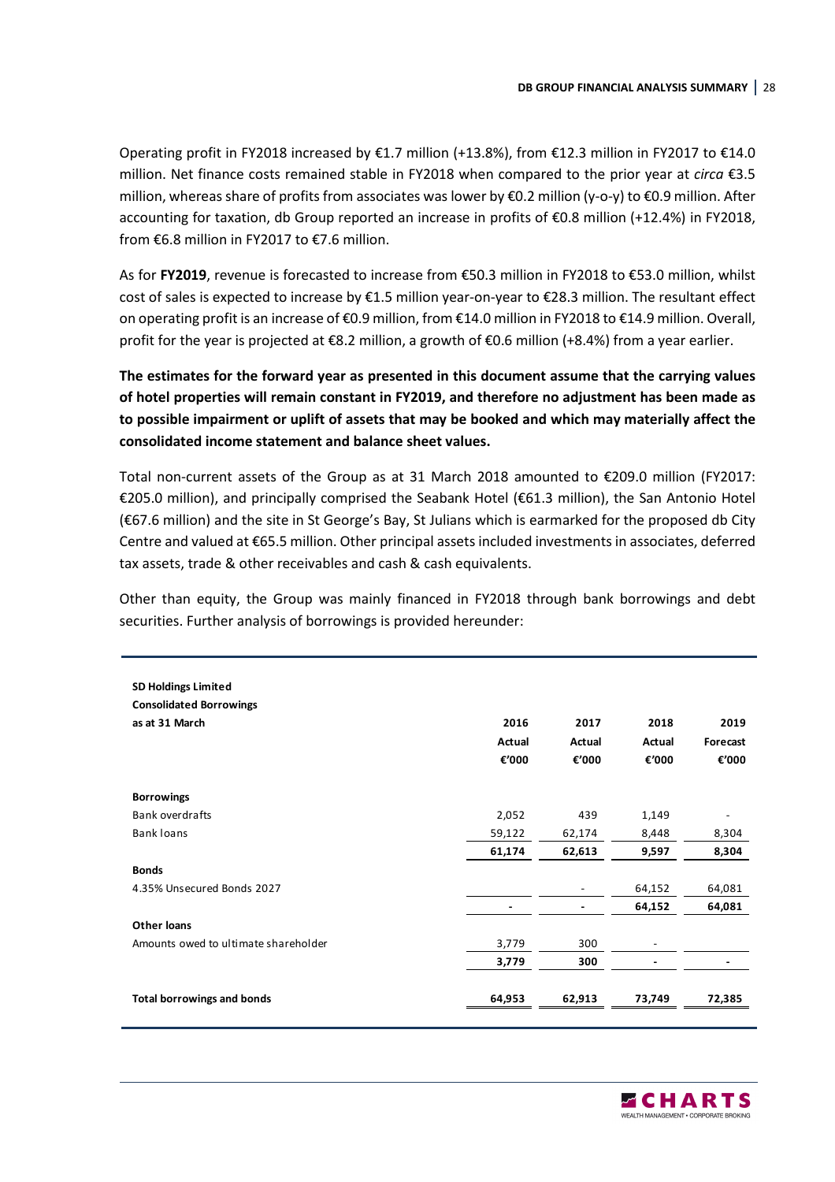Operating profit in FY2018 increased by €1.7 million (+13.8%), from €12.3 million in FY2017 to €14.0 million. Net finance costs remained stable in FY2018 when compared to the prior year at *circa* €3.5 million, whereas share of profits from associates was lower by €0.2 million (y-o-y) to €0.9 million. After accounting for taxation, db Group reported an increase in profits of €0.8 million (+12.4%) in FY2018, from €6.8 million in FY2017 to €7.6 million.

As for **FY2019**, revenue is forecasted to increase from €50.3 million in FY2018 to €53.0 million, whilst cost of sales is expected to increase by €1.5 million year-on-year to €28.3 million. The resultant effect on operating profit is an increase of €0.9 million, from €14.0 million in FY2018 to €14.9 million. Overall, profit for the year is projected at €8.2 million, a growth of €0.6 million (+8.4%) from a year earlier.

**The estimates for the forward year as presented in this document assume that the carrying values of hotel properties will remain constant in FY2019, and therefore no adjustment has been made as to possible impairment or uplift of assets that may be booked and which may materially affect the consolidated income statement and balance sheet values.**

Total non-current assets of the Group as at 31 March 2018 amounted to €209.0 million (FY2017: €205.0 million), and principally comprised the Seabank Hotel (€61.3 million), the San Antonio Hotel (€67.6 million) and the site in St George's Bay, St Julians which is earmarked for the proposed db City Centre and valued at €65.5 million. Other principal assets included investments in associates, deferred tax assets, trade & other receivables and cash & cash equivalents.

Other than equity, the Group was mainly financed in FY2018 through bank borrowings and debt securities. Further analysis of borrowings is provided hereunder:

| **SD Holdings Limited**<br>**Consolidated Borrowings**<br>**as at 31 March** | **2016**<br>**Actual**<br>**€'000** | **2017**<br>**Actual**<br>**€'000** | **2018**<br>**Actual**<br>**€'000** | **2019**<br>**Forecast**<br>**€'000** |
|---|---|---|---|---|
| **Borrowings** | | | | |
| Bank overdrafts | 2,052 | 439 | 1,149 | - |
| Bank loans | 59,122 | 62,174 | 8,448 | 8,304 |
| | **61,174** | **62,613** | **9,597** | **8,304** |
| **Bonds** | | | | |
| 4.35% Unsecured Bonds 2027 | | - | 64,152 | 64,081 |
| | **-** | **-** | **64,152** | **64,081** |
| **Other loans** | | | | |
| Amounts owed to ultimate shareholder | 3,779 | 300 | - | |
| | **3,779** | **300** | **-** | **-** |
| **Total borrowings and bonds** | **64,953** | **62,913** | **73,749** | **72,385** |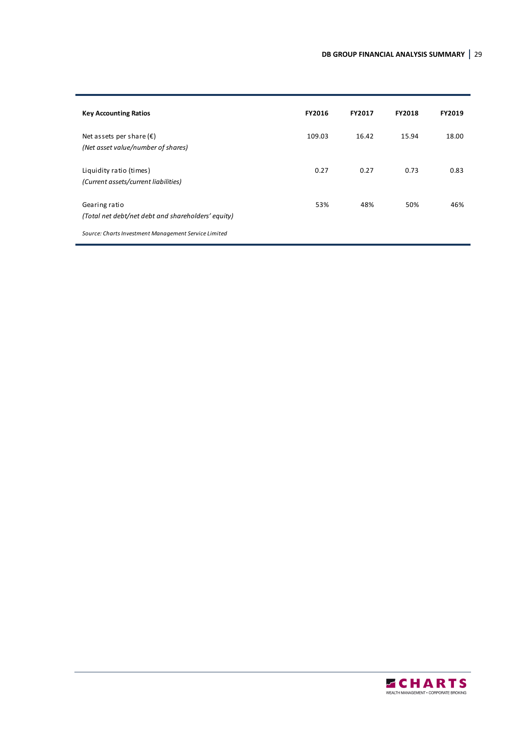| Key Accounting Ratios | FY2016 | FY2017 | FY2018 | FY2019 |
| --- | --- | --- | --- | --- |
| Net assets per share (€)<br>*(Net asset value/number of shares)* | 109.03 | 16.42 | 15.94 | 18.00 |
| Liquidity ratio (times)<br>*(Current assets/current liabilities)* | 0.27 | 0.27 | 0.73 | 0.83 |
| Gearing ratio<br>*(Total net debt/net debt and shareholders' equity)* | 53% | 48% | 50% | 46% |

*Source: Charts Investment Management Service Limited*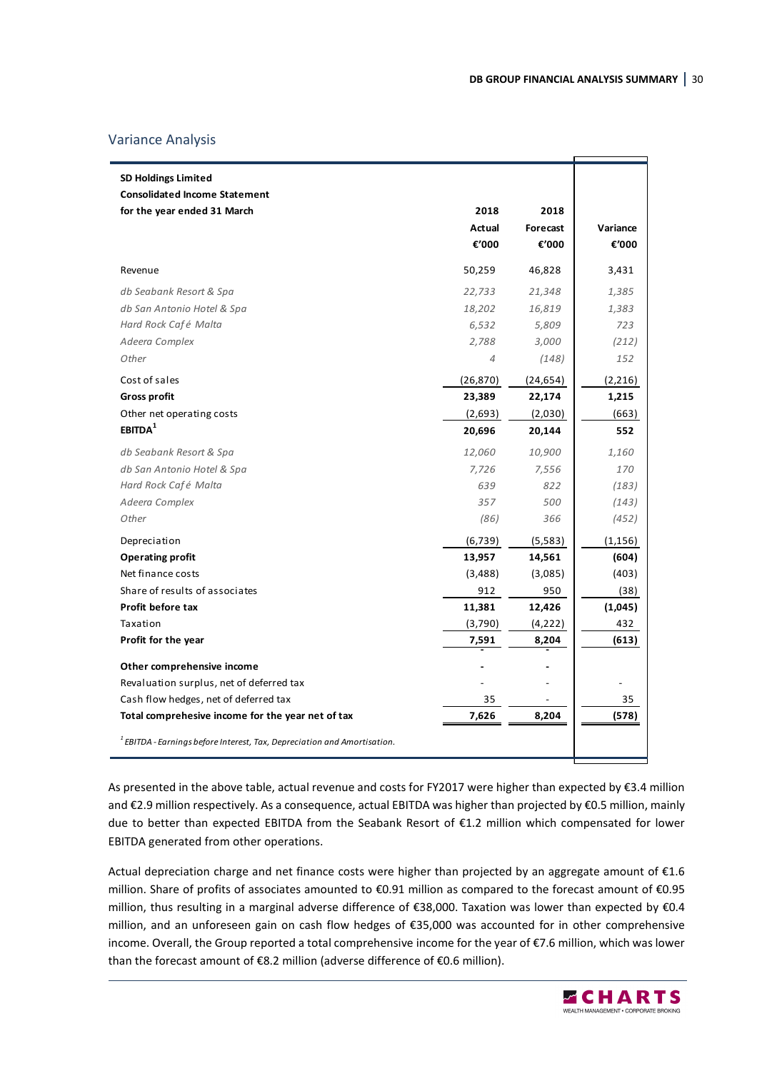## Variance Analysis

| **SD Holdings Limited**<br>**Consolidated Income Statement**<br>**for the year ended 31 March** | **2018 Actual €'000** | **2018 Forecast €'000** | **Variance €'000** |
|---|---|---|---|
| Revenue | 50,259 | 46,828 | 3,431 |
| *db Seabank Resort & Spa* | *22,733* | *21,348* | *1,385* |
| *db San Antonio Hotel & Spa* | *18,202* | *16,819* | *1,383* |
| *Hard Rock Café Malta* | *6,532* | *5,809* | *723* |
| *Adeera Complex* | *2,788* | *3,000* | *(212)* |
| *Other* | *4* | *(148)* | *152* |
| Cost of sales | (26,870) | (24,654) | (2,216) |
| **Gross profit** | **23,389** | **22,174** | **1,215** |
| Other net operating costs | (2,693) | (2,030) | (663) |
| **EBITDA**[1] | **20,696** | **20,144** | **552** |
| *db Seabank Resort & Spa* | *12,060* | *10,900* | *1,160* |
| *db San Antonio Hotel & Spa* | *7,726* | *7,556* | *170* |
| *Hard Rock Café Malta* | *639* | *822* | *(183)* |
| *Adeera Complex* | *357* | *500* | *(143)* |
| *Other* | *(86)* | *366* | *(452)* |
| Depreciation | (6,739) | (5,583) | (1,156) |
| **Operating profit** | **13,957** | **14,561** | **(604)** |
| Net finance costs | (3,488) | (3,085) | (403) |
| Share of results of associates | 912 | 950 | (38) |
| **Profit before tax** | **11,381** | **12,426** | **(1,045)** |
| Taxation | (3,790) | (4,222) | 432 |
| **Profit for the year** | **7,591** | **8,204** | **(613)** |
| **Other comprehensive income** | - | - | |
| Revaluation surplus, net of deferred tax | - | - | - |
| Cash flow hedges, net of deferred tax | 35 | - | 35 |
| **Total comprehesive income for the year net of tax** | **7,626** | **8,204** | **(578)** |

*[1] EBITDA - Earnings before Interest, Tax, Depreciation and Amortisation.*

As presented in the above table, actual revenue and costs for FY2017 were higher than expected by €3.4 million and €2.9 million respectively. As a consequence, actual EBITDA was higher than projected by €0.5 million, mainly due to better than expected EBITDA from the Seabank Resort of €1.2 million which compensated for lower EBITDA generated from other operations.

Actual depreciation charge and net finance costs were higher than projected by an aggregate amount of €1.6 million. Share of profits of associates amounted to €0.91 million as compared to the forecast amount of €0.95 million, thus resulting in a marginal adverse difference of €38,000. Taxation was lower than expected by €0.4 million, and an unforeseen gain on cash flow hedges of €35,000 was accounted for in other comprehensive income. Overall, the Group reported a total comprehensive income for the year of €7.6 million, which was lower than the forecast amount of €8.2 million (adverse difference of €0.6 million).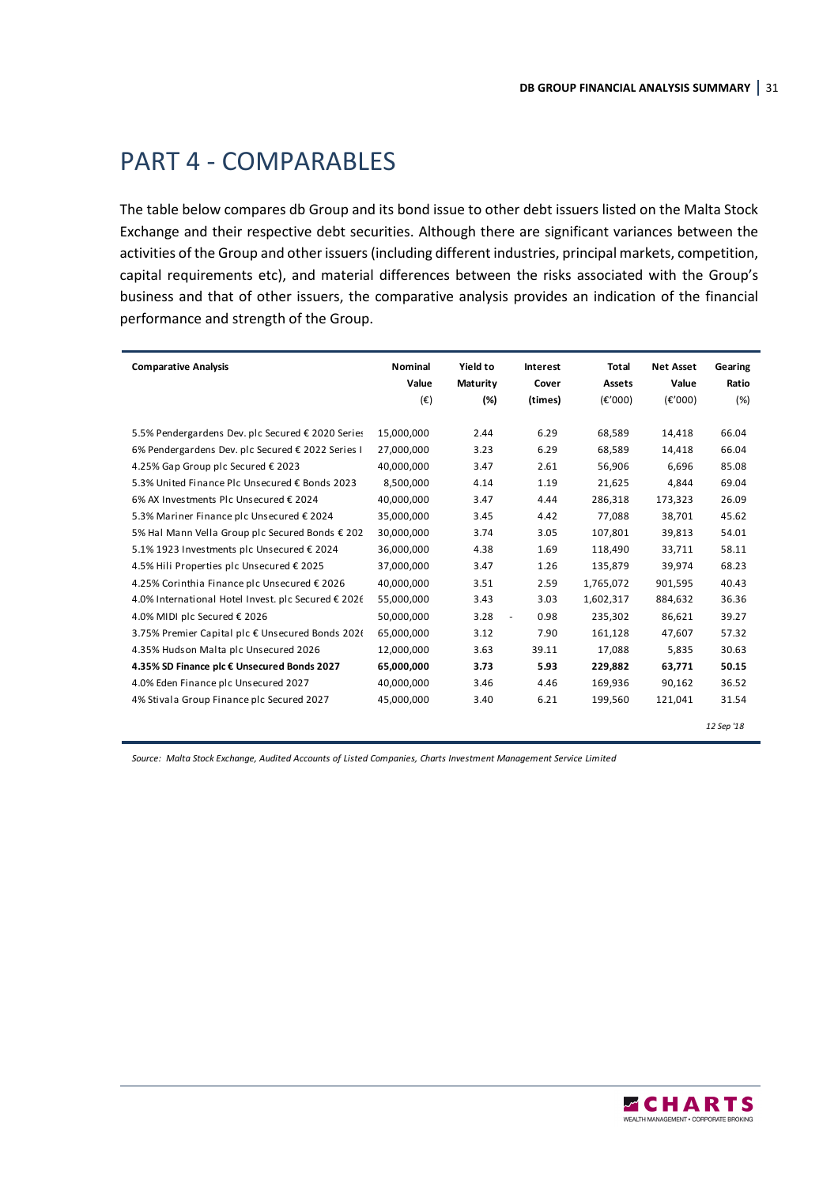# PART 4 - COMPARABLES

The table below compares db Group and its bond issue to other debt issuers listed on the Malta Stock Exchange and their respective debt securities. Although there are significant variances between the activities of the Group and other issuers (including different industries, principal markets, competition, capital requirements etc), and material differences between the risks associated with the Group's business and that of other issuers, the comparative analysis provides an indication of the financial performance and strength of the Group.

| Comparative Analysis | Nominal Value (€) | Yield to Maturity (%) | Interest Cover (times) | Total Assets (€'000) | Net Asset Value (€'000) | Gearing Ratio (%) |
|---|---|---|---|---|---|---|
| 5.5% Pendergardens Dev. plc Secured € 2020 Series | 15,000,000 | 2.44 | 6.29 | 68,589 | 14,418 | 66.04 |
| 6% Pendergardens Dev. plc Secured € 2022 Series I | 27,000,000 | 3.23 | 6.29 | 68,589 | 14,418 | 66.04 |
| 4.25% Gap Group plc Secured € 2023 | 40,000,000 | 3.47 | 2.61 | 56,906 | 6,696 | 85.08 |
| 5.3% United Finance Plc Unsecured € Bonds 2023 | 8,500,000 | 4.14 | 1.19 | 21,625 | 4,844 | 69.04 |
| 6% AX Investments Plc Unsecured € 2024 | 40,000,000 | 3.47 | 4.44 | 286,318 | 173,323 | 26.09 |
| 5.3% Mariner Finance plc Unsecured € 2024 | 35,000,000 | 3.45 | 4.42 | 77,088 | 38,701 | 45.62 |
| 5% Hal Mann Vella Group plc Secured Bonds € 202 | 30,000,000 | 3.74 | 3.05 | 107,801 | 39,813 | 54.01 |
| 5.1% 1923 Investments plc Unsecured € 2024 | 36,000,000 | 4.38 | 1.69 | 118,490 | 33,711 | 58.11 |
| 4.5% Hili Properties plc Unsecured € 2025 | 37,000,000 | 3.47 | 1.26 | 135,879 | 39,974 | 68.23 |
| 4.25% Corinthia Finance plc Unsecured € 2026 | 40,000,000 | 3.51 | 2.59 | 1,765,072 | 901,595 | 40.43 |
| 4.0% International Hotel Invest. plc Secured € 2026 | 55,000,000 | 3.43 | 3.03 | 1,602,317 | 884,632 | 36.36 |
| 4.0% MIDI plc Secured € 2026 | 50,000,000 | 3.28 | - 0.98 | 235,302 | 86,621 | 39.27 |
| 3.75% Premier Capital plc € Unsecured Bonds 2026 | 65,000,000 | 3.12 | 7.90 | 161,128 | 47,607 | 57.32 |
| 4.35% Hudson Malta plc Unsecured 2026 | 12,000,000 | 3.63 | 39.11 | 17,088 | 5,835 | 30.63 |
| **4.35% SD Finance plc € Unsecured Bonds 2027** | **65,000,000** | **3.73** | **5.93** | **229,882** | **63,771** | **50.15** |
| 4.0% Eden Finance plc Unsecured 2027 | 40,000,000 | 3.46 | 4.46 | 169,936 | 90,162 | 36.52 |
| 4% Stivala Group Finance plc Secured 2027 | 45,000,000 | 3.40 | 6.21 | 199,560 | 121,041 | 31.54 |

*12 Sep '18*

*Source: Malta Stock Exchange, Audited Accounts of Listed Companies, Charts Investment Management Service Limited*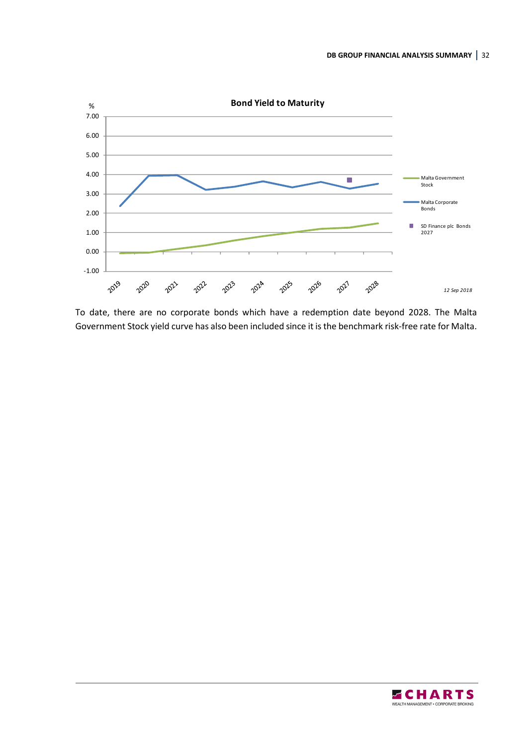**Bond Yield to Maturity**

| | |
|---|---|
| % | |
| Malta Government Stock | |
| Malta Corporate Bonds | |
| SD Finance plc Bonds 2027 | |

*12 Sep 2018*

To date, there are no corporate bonds which have a redemption date beyond 2028. The Malta Government Stock yield curve has also been included since it is the benchmark risk-free rate for Malta.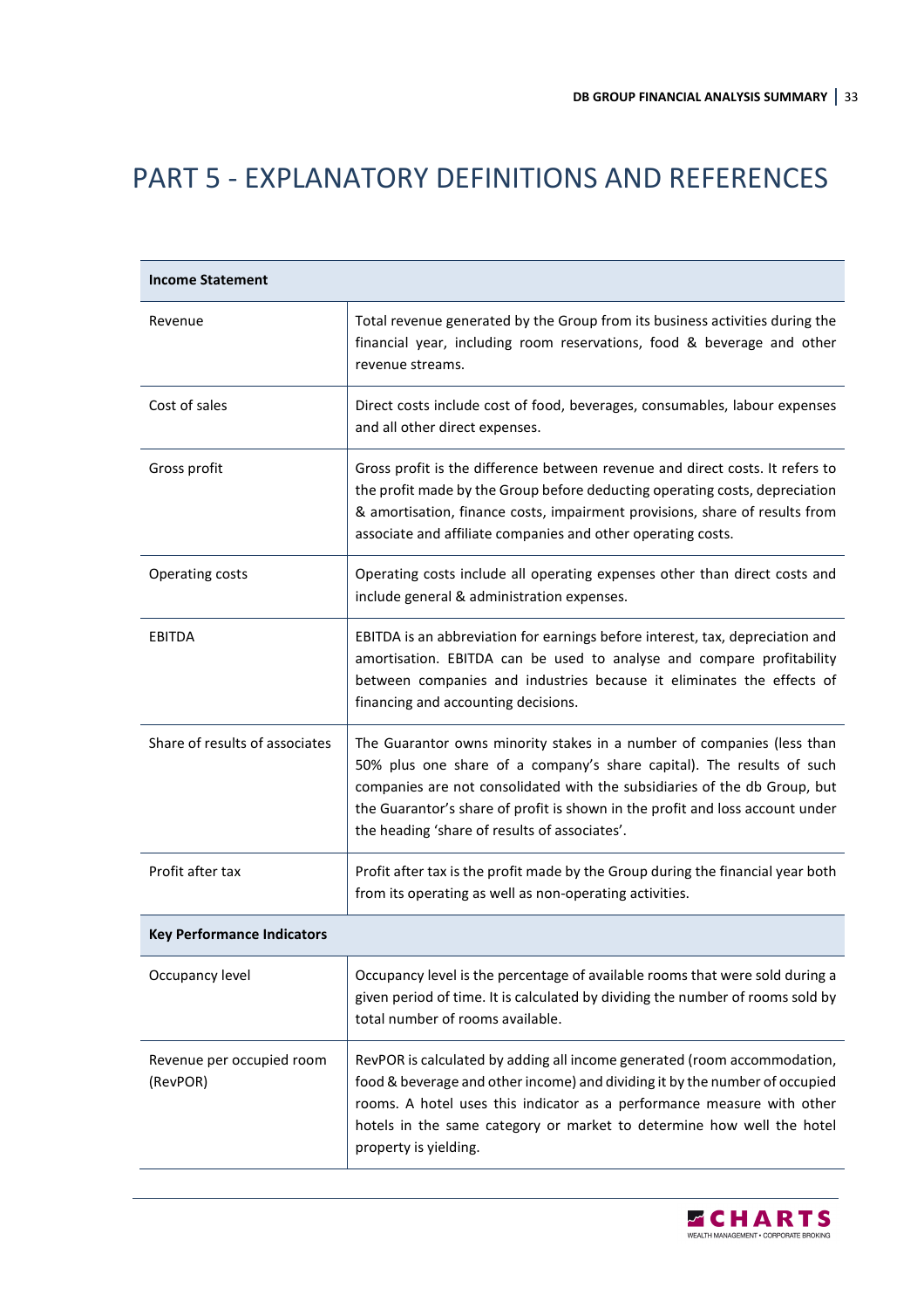# PART 5 - EXPLANATORY DEFINITIONS AND REFERENCES

| **Income Statement** | |
|---|---|
| Revenue | Total revenue generated by the Group from its business activities during the financial year, including room reservations, food & beverage and other revenue streams. |
| Cost of sales | Direct costs include cost of food, beverages, consumables, labour expenses and all other direct expenses. |
| Gross profit | Gross profit is the difference between revenue and direct costs. It refers to the profit made by the Group before deducting operating costs, depreciation & amortisation, finance costs, impairment provisions, share of results from associate and affiliate companies and other operating costs. |
| Operating costs | Operating costs include all operating expenses other than direct costs and include general & administration expenses. |
| EBITDA | EBITDA is an abbreviation for earnings before interest, tax, depreciation and amortisation. EBITDA can be used to analyse and compare profitability between companies and industries because it eliminates the effects of financing and accounting decisions. |
| Share of results of associates | The Guarantor owns minority stakes in a number of companies (less than 50% plus one share of a company's share capital). The results of such companies are not consolidated with the subsidiaries of the db Group, but the Guarantor's share of profit is shown in the profit and loss account under the heading 'share of results of associates'. |
| Profit after tax | Profit after tax is the profit made by the Group during the financial year both from its operating as well as non-operating activities. |
| **Key Performance Indicators** | |
| Occupancy level | Occupancy level is the percentage of available rooms that were sold during a given period of time. It is calculated by dividing the number of rooms sold by total number of rooms available. |
| Revenue per occupied room (RevPOR) | RevPOR is calculated by adding all income generated (room accommodation, food & beverage and other income) and dividing it by the number of occupied rooms. A hotel uses this indicator as a performance measure with other hotels in the same category or market to determine how well the hotel property is yielding. |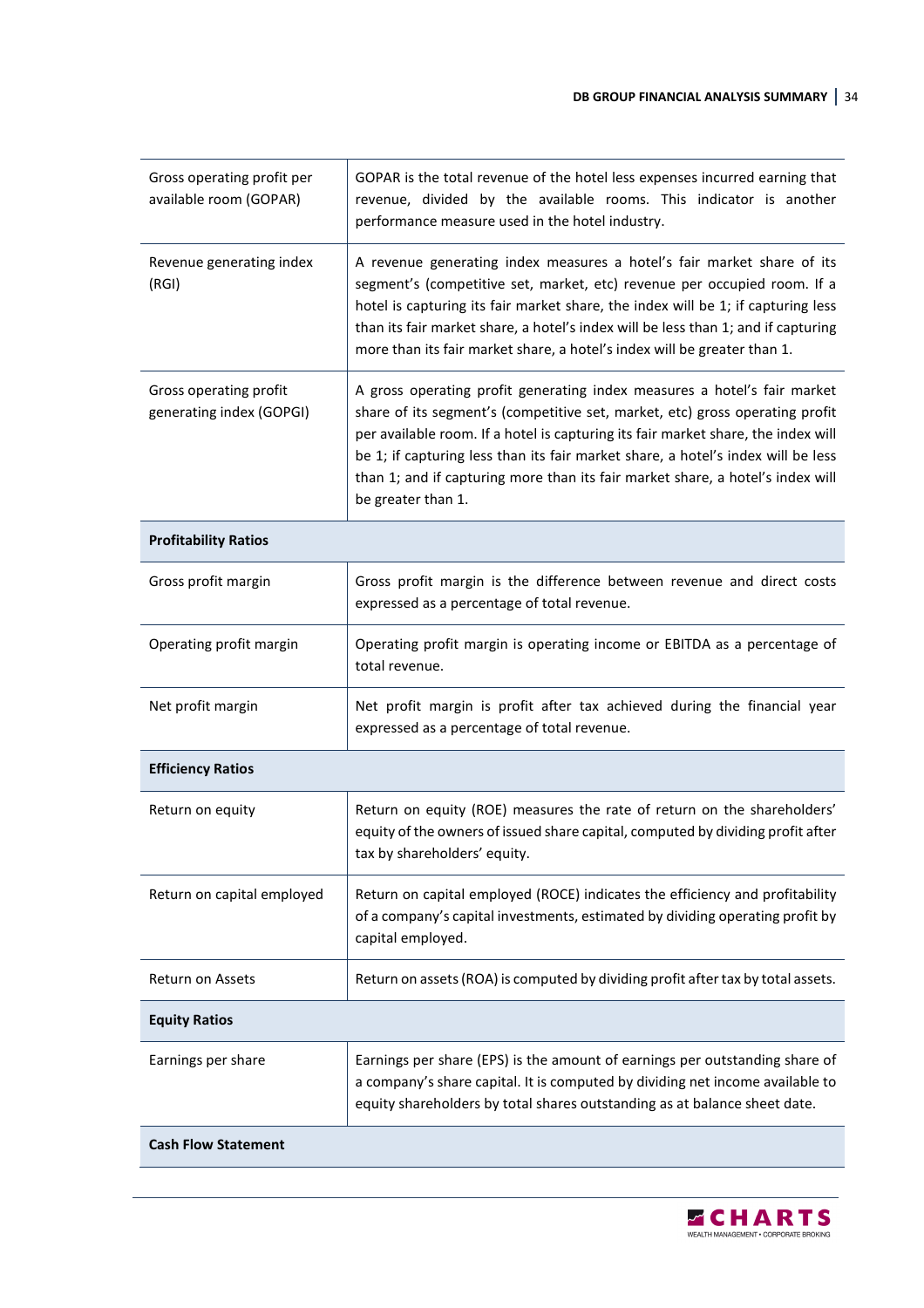| | |
|---|---|
| Gross operating profit per available room (GOPAR) | GOPAR is the total revenue of the hotel less expenses incurred earning that revenue, divided by the available rooms. This indicator is another performance measure used in the hotel industry. |
| Revenue generating index (RGI) | A revenue generating index measures a hotel's fair market share of its segment's (competitive set, market, etc) revenue per occupied room. If a hotel is capturing its fair market share, the index will be 1; if capturing less than its fair market share, a hotel's index will be less than 1; and if capturing more than its fair market share, a hotel's index will be greater than 1. |
| Gross operating profit generating index (GOPGI) | A gross operating profit generating index measures a hotel's fair market share of its segment's (competitive set, market, etc) gross operating profit per available room. If a hotel is capturing its fair market share, the index will be 1; if capturing less than its fair market share, a hotel's index will be less than 1; and if capturing more than its fair market share, a hotel's index will be greater than 1. |
| **Profitability Ratios** | |
| Gross profit margin | Gross profit margin is the difference between revenue and direct costs expressed as a percentage of total revenue. |
| Operating profit margin | Operating profit margin is operating income or EBITDA as a percentage of total revenue. |
| Net profit margin | Net profit margin is profit after tax achieved during the financial year expressed as a percentage of total revenue. |
| **Efficiency Ratios** | |
| Return on equity | Return on equity (ROE) measures the rate of return on the shareholders' equity of the owners of issued share capital, computed by dividing profit after tax by shareholders' equity. |
| Return on capital employed | Return on capital employed (ROCE) indicates the efficiency and profitability of a company's capital investments, estimated by dividing operating profit by capital employed. |
| Return on Assets | Return on assets (ROA) is computed by dividing profit after tax by total assets. |
| **Equity Ratios** | |
| Earnings per share | Earnings per share (EPS) is the amount of earnings per outstanding share of a company's share capital. It is computed by dividing net income available to equity shareholders by total shares outstanding as at balance sheet date. |
| **Cash Flow Statement** | |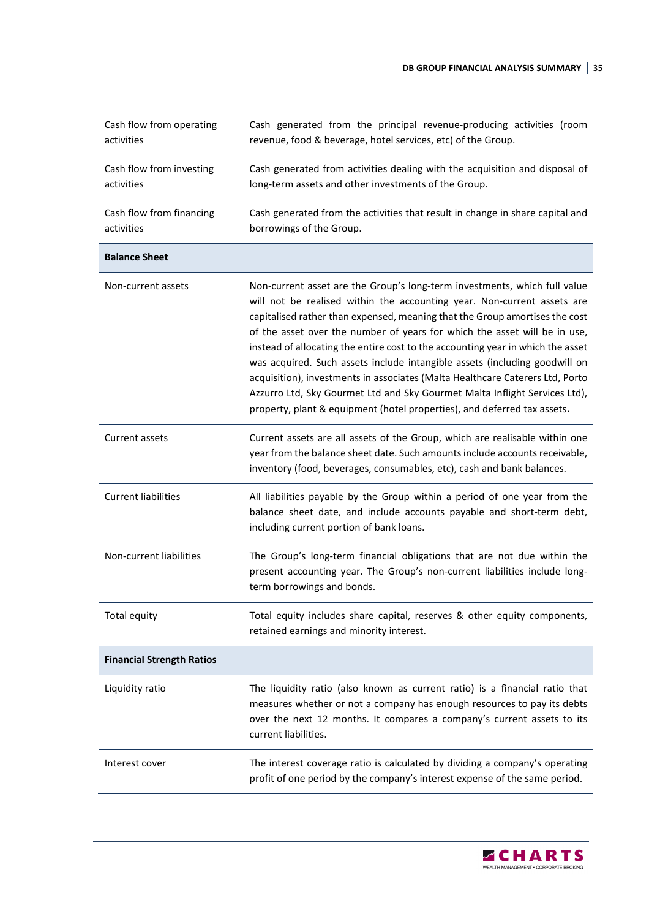| | |
|---|---|
| Cash flow from operating activities | Cash generated from the principal revenue-producing activities (room revenue, food & beverage, hotel services, etc) of the Group. |
| Cash flow from investing activities | Cash generated from activities dealing with the acquisition and disposal of long-term assets and other investments of the Group. |
| Cash flow from financing activities | Cash generated from the activities that result in change in share capital and borrowings of the Group. |
| **Balance Sheet** | |
| Non-current assets | Non-current asset are the Group's long-term investments, which full value will not be realised within the accounting year. Non-current assets are capitalised rather than expensed, meaning that the Group amortises the cost of the asset over the number of years for which the asset will be in use, instead of allocating the entire cost to the accounting year in which the asset was acquired. Such assets include intangible assets (including goodwill on acquisition), investments in associates (Malta Healthcare Caterers Ltd, Porto Azzurro Ltd, Sky Gourmet Ltd and Sky Gourmet Malta Inflight Services Ltd), property, plant & equipment (hotel properties), and deferred tax assets. |
| Current assets | Current assets are all assets of the Group, which are realisable within one year from the balance sheet date. Such amounts include accounts receivable, inventory (food, beverages, consumables, etc), cash and bank balances. |
| Current liabilities | All liabilities payable by the Group within a period of one year from the balance sheet date, and include accounts payable and short-term debt, including current portion of bank loans. |
| Non-current liabilities | The Group's long-term financial obligations that are not due within the present accounting year. The Group's non-current liabilities include long-term borrowings and bonds. |
| Total equity | Total equity includes share capital, reserves & other equity components, retained earnings and minority interest. |
| **Financial Strength Ratios** | |
| Liquidity ratio | The liquidity ratio (also known as current ratio) is a financial ratio that measures whether or not a company has enough resources to pay its debts over the next 12 months. It compares a company's current assets to its current liabilities. |
| Interest cover | The interest coverage ratio is calculated by dividing a company's operating profit of one period by the company's interest expense of the same period. |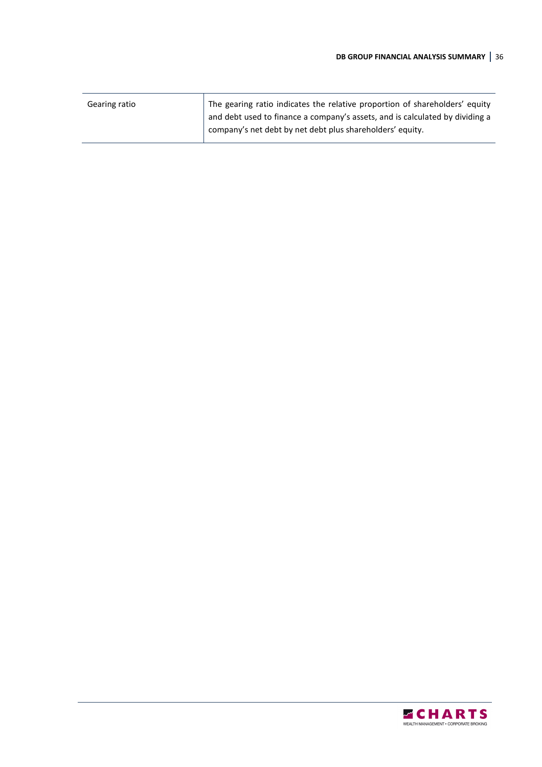| | |
|---|---|
| Gearing ratio | The gearing ratio indicates the relative proportion of shareholders' equity and debt used to finance a company's assets, and is calculated by dividing a company's net debt by net debt plus shareholders' equity. |